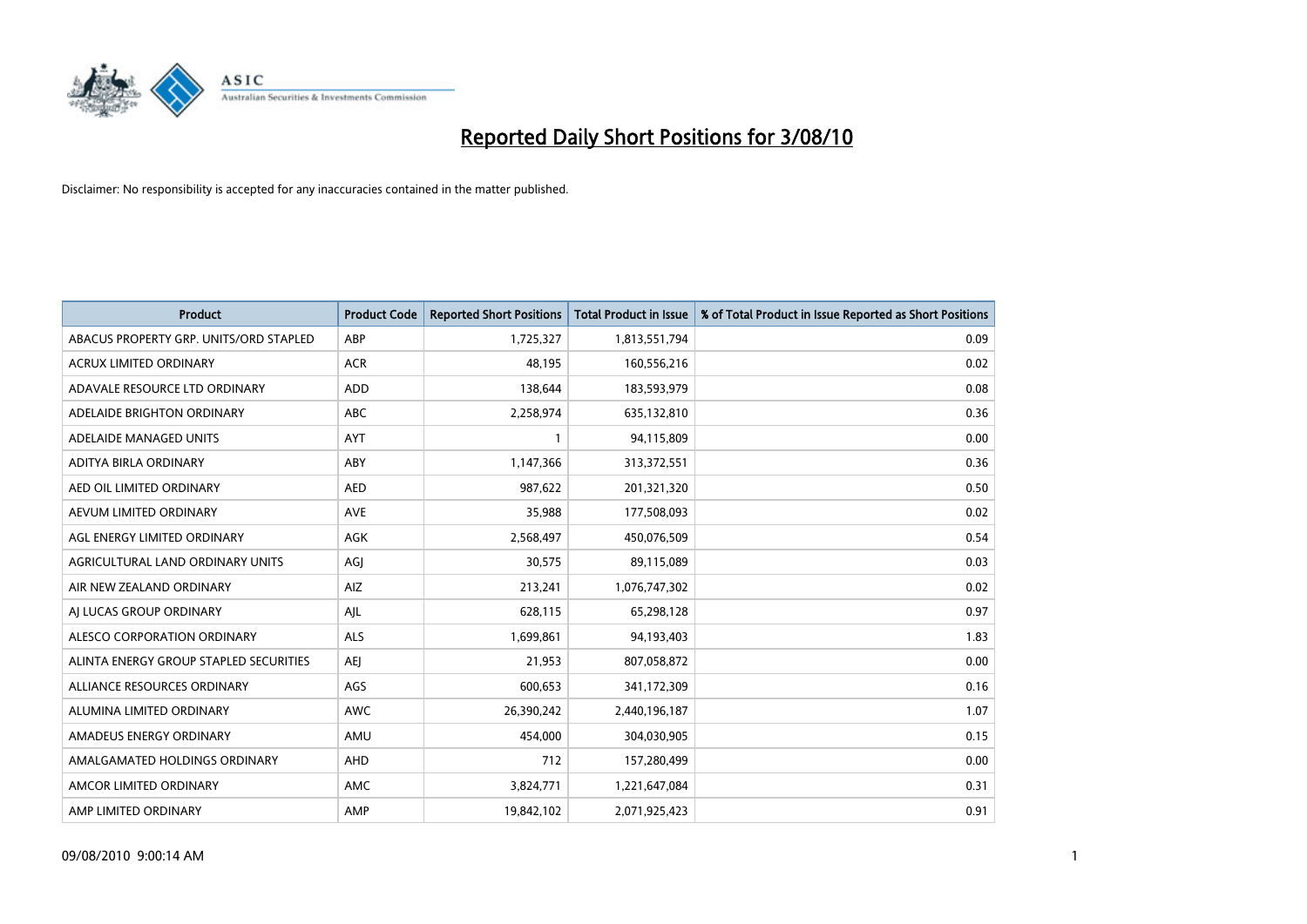# Reported Daily Short Positions for 3/08/10

Disclaimer: No responsibility is accepted for any inaccuracies contained in the matter published.

| Product | Product Code | Reported Short Positions | Total Product in Issue | % of Total Product in Issue Reported as Short Positions |
|---|---|---|---|---|
| ABACUS PROPERTY GRP. UNITS/ORD STAPLED | ABP | 1,725,327 | 1,813,551,794 | 0.09 |
| ACRUX LIMITED ORDINARY | ACR | 48,195 | 160,556,216 | 0.02 |
| ADAVALE RESOURCE LTD ORDINARY | ADD | 138,644 | 183,593,979 | 0.08 |
| ADELAIDE BRIGHTON ORDINARY | ABC | 2,258,974 | 635,132,810 | 0.36 |
| ADELAIDE MANAGED UNITS | AYT | 1 | 94,115,809 | 0.00 |
| ADITYA BIRLA ORDINARY | ABY | 1,147,366 | 313,372,551 | 0.36 |
| AED OIL LIMITED ORDINARY | AED | 987,622 | 201,321,320 | 0.50 |
| AEVUM LIMITED ORDINARY | AVE | 35,988 | 177,508,093 | 0.02 |
| AGL ENERGY LIMITED ORDINARY | AGK | 2,568,497 | 450,076,509 | 0.54 |
| AGRICULTURAL LAND ORDINARY UNITS | AGJ | 30,575 | 89,115,089 | 0.03 |
| AIR NEW ZEALAND ORDINARY | AIZ | 213,241 | 1,076,747,302 | 0.02 |
| AJ LUCAS GROUP ORDINARY | AJL | 628,115 | 65,298,128 | 0.97 |
| ALESCO CORPORATION ORDINARY | ALS | 1,699,861 | 94,193,403 | 1.83 |
| ALINTA ENERGY GROUP STAPLED SECURITIES | AEJ | 21,953 | 807,058,872 | 0.00 |
| ALLIANCE RESOURCES ORDINARY | AGS | 600,653 | 341,172,309 | 0.16 |
| ALUMINA LIMITED ORDINARY | AWC | 26,390,242 | 2,440,196,187 | 1.07 |
| AMADEUS ENERGY ORDINARY | AMU | 454,000 | 304,030,905 | 0.15 |
| AMALGAMATED HOLDINGS ORDINARY | AHD | 712 | 157,280,499 | 0.00 |
| AMCOR LIMITED ORDINARY | AMC | 3,824,771 | 1,221,647,084 | 0.31 |
| AMP LIMITED ORDINARY | AMP | 19,842,102 | 2,071,925,423 | 0.91 |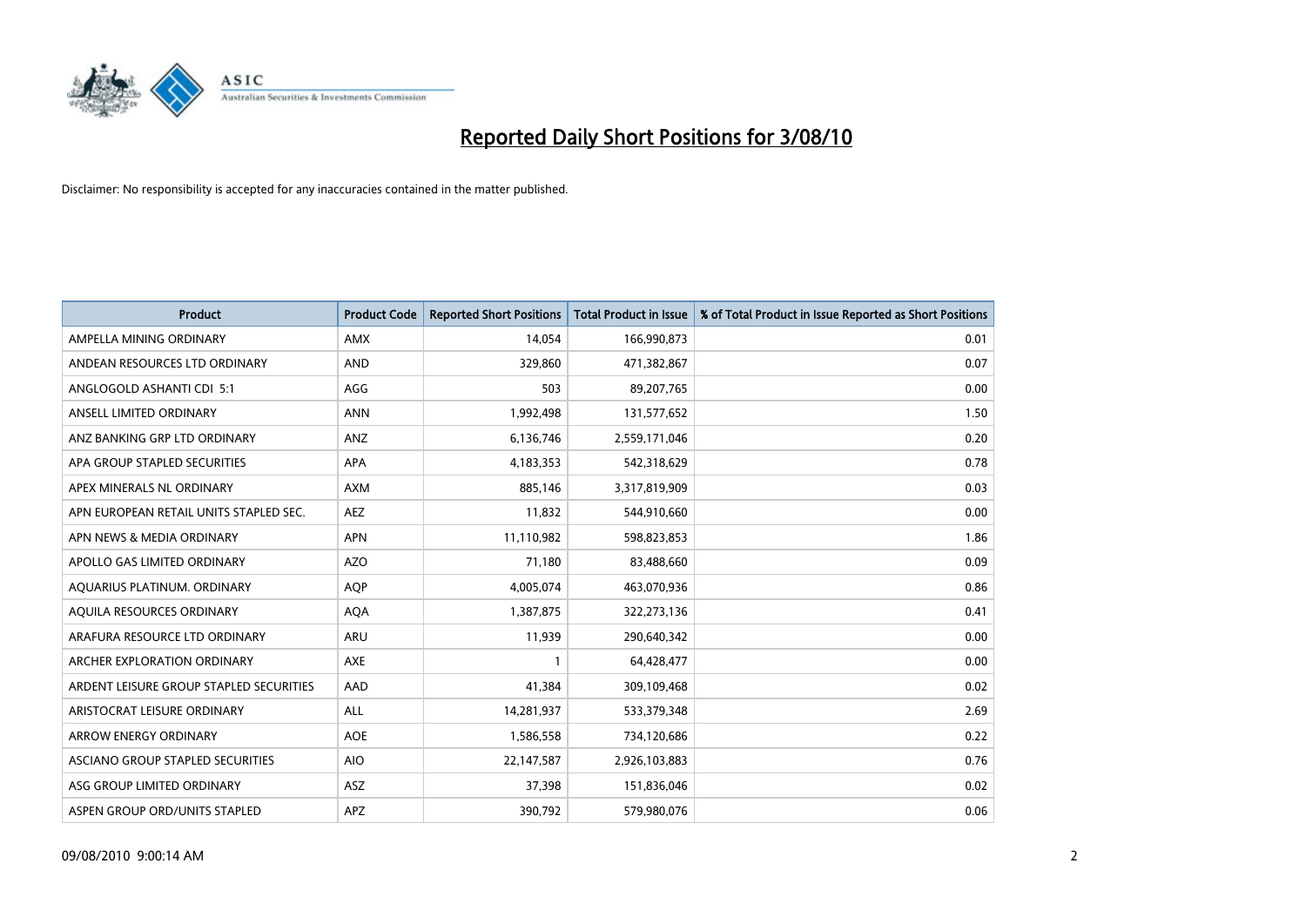# Reported Daily Short Positions for 3/08/10

Disclaimer: No responsibility is accepted for any inaccuracies contained in the matter published.

| Product | Product Code | Reported Short Positions | Total Product in Issue | % of Total Product in Issue Reported as Short Positions |
|---|---|---|---|---|
| AMPELLA MINING ORDINARY | AMX | 14,054 | 166,990,873 | 0.01 |
| ANDEAN RESOURCES LTD ORDINARY | AND | 329,860 | 471,382,867 | 0.07 |
| ANGLOGOLD ASHANTI CDI 5:1 | AGG | 503 | 89,207,765 | 0.00 |
| ANSELL LIMITED ORDINARY | ANN | 1,992,498 | 131,577,652 | 1.50 |
| ANZ BANKING GRP LTD ORDINARY | ANZ | 6,136,746 | 2,559,171,046 | 0.20 |
| APA GROUP STAPLED SECURITIES | APA | 4,183,353 | 542,318,629 | 0.78 |
| APEX MINERALS NL ORDINARY | AXM | 885,146 | 3,317,819,909 | 0.03 |
| APN EUROPEAN RETAIL UNITS STAPLED SEC. | AEZ | 11,832 | 544,910,660 | 0.00 |
| APN NEWS & MEDIA ORDINARY | APN | 11,110,982 | 598,823,853 | 1.86 |
| APOLLO GAS LIMITED ORDINARY | AZO | 71,180 | 83,488,660 | 0.09 |
| AQUARIUS PLATINUM. ORDINARY | AQP | 4,005,074 | 463,070,936 | 0.86 |
| AQUILA RESOURCES ORDINARY | AQA | 1,387,875 | 322,273,136 | 0.41 |
| ARAFURA RESOURCE LTD ORDINARY | ARU | 11,939 | 290,640,342 | 0.00 |
| ARCHER EXPLORATION ORDINARY | AXE | 1 | 64,428,477 | 0.00 |
| ARDENT LEISURE GROUP STAPLED SECURITIES | AAD | 41,384 | 309,109,468 | 0.02 |
| ARISTOCRAT LEISURE ORDINARY | ALL | 14,281,937 | 533,379,348 | 2.69 |
| ARROW ENERGY ORDINARY | AOE | 1,586,558 | 734,120,686 | 0.22 |
| ASCIANO GROUP STAPLED SECURITIES | AIO | 22,147,587 | 2,926,103,883 | 0.76 |
| ASG GROUP LIMITED ORDINARY | ASZ | 37,398 | 151,836,046 | 0.02 |
| ASPEN GROUP ORD/UNITS STAPLED | APZ | 390,792 | 579,980,076 | 0.06 |

09/08/2010 9:00:14 AM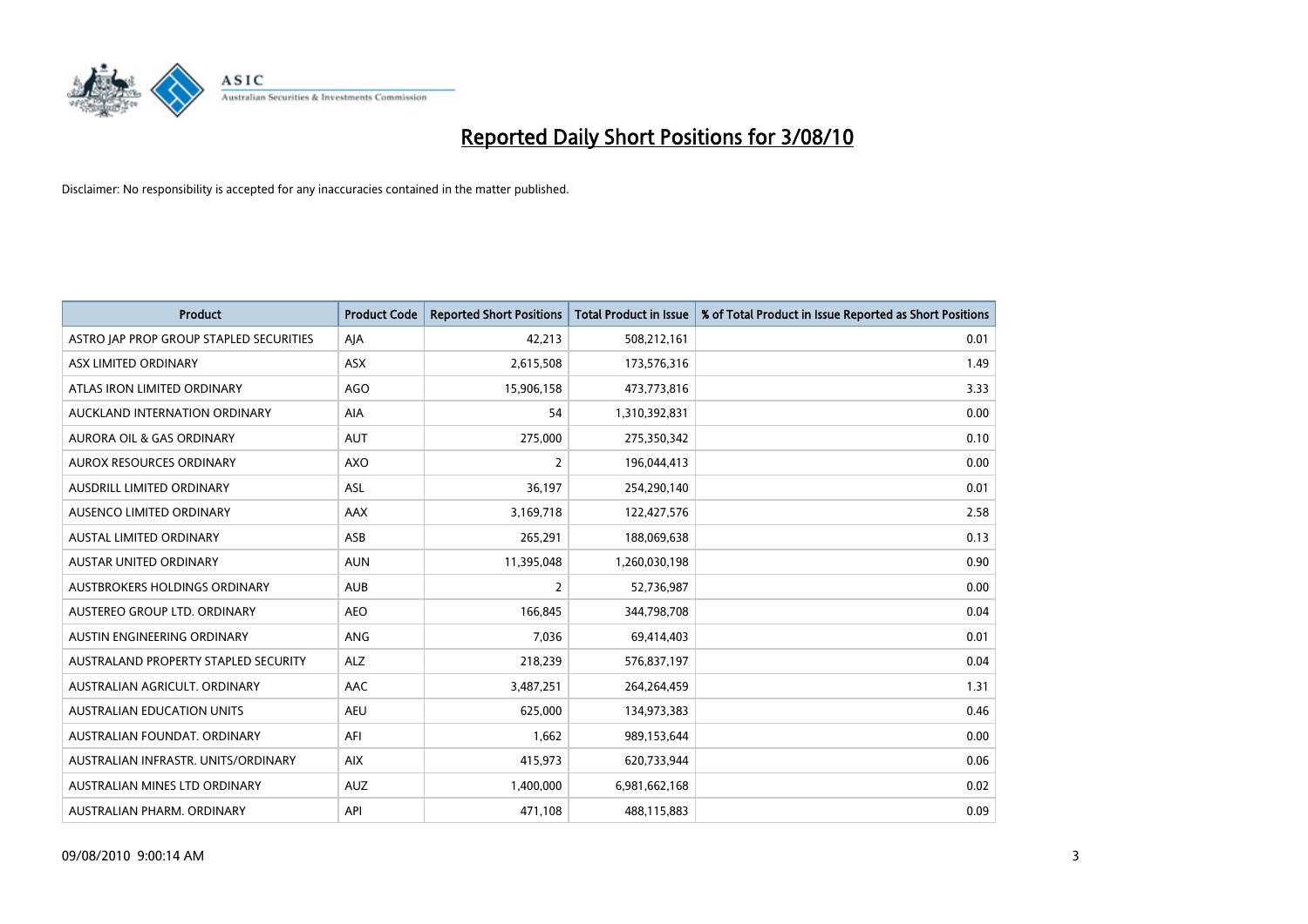# Reported Daily Short Positions for 3/08/10

Disclaimer: No responsibility is accepted for any inaccuracies contained in the matter published.

| Product | Product Code | Reported Short Positions | Total Product in Issue | % of Total Product in Issue Reported as Short Positions |
|---|---|---|---|---|
| ASTRO JAP PROP GROUP STAPLED SECURITIES | AJA | 42,213 | 508,212,161 | 0.01 |
| ASX LIMITED ORDINARY | ASX | 2,615,508 | 173,576,316 | 1.49 |
| ATLAS IRON LIMITED ORDINARY | AGO | 15,906,158 | 473,773,816 | 3.33 |
| AUCKLAND INTERNATION ORDINARY | AIA | 54 | 1,310,392,831 | 0.00 |
| AURORA OIL & GAS ORDINARY | AUT | 275,000 | 275,350,342 | 0.10 |
| AUROX RESOURCES ORDINARY | AXO | 2 | 196,044,413 | 0.00 |
| AUSDRILL LIMITED ORDINARY | ASL | 36,197 | 254,290,140 | 0.01 |
| AUSENCO LIMITED ORDINARY | AAX | 3,169,718 | 122,427,576 | 2.58 |
| AUSTAL LIMITED ORDINARY | ASB | 265,291 | 188,069,638 | 0.13 |
| AUSTAR UNITED ORDINARY | AUN | 11,395,048 | 1,260,030,198 | 0.90 |
| AUSTBROKERS HOLDINGS ORDINARY | AUB | 2 | 52,736,987 | 0.00 |
| AUSTEREO GROUP LTD. ORDINARY | AEO | 166,845 | 344,798,708 | 0.04 |
| AUSTIN ENGINEERING ORDINARY | ANG | 7,036 | 69,414,403 | 0.01 |
| AUSTRALAND PROPERTY STAPLED SECURITY | ALZ | 218,239 | 576,837,197 | 0.04 |
| AUSTRALIAN AGRICULT. ORDINARY | AAC | 3,487,251 | 264,264,459 | 1.31 |
| AUSTRALIAN EDUCATION UNITS | AEU | 625,000 | 134,973,383 | 0.46 |
| AUSTRALIAN FOUNDAT. ORDINARY | AFI | 1,662 | 989,153,644 | 0.00 |
| AUSTRALIAN INFRASTR. UNITS/ORDINARY | AIX | 415,973 | 620,733,944 | 0.06 |
| AUSTRALIAN MINES LTD ORDINARY | AUZ | 1,400,000 | 6,981,662,168 | 0.02 |
| AUSTRALIAN PHARM. ORDINARY | API | 471,108 | 488,115,883 | 0.09 |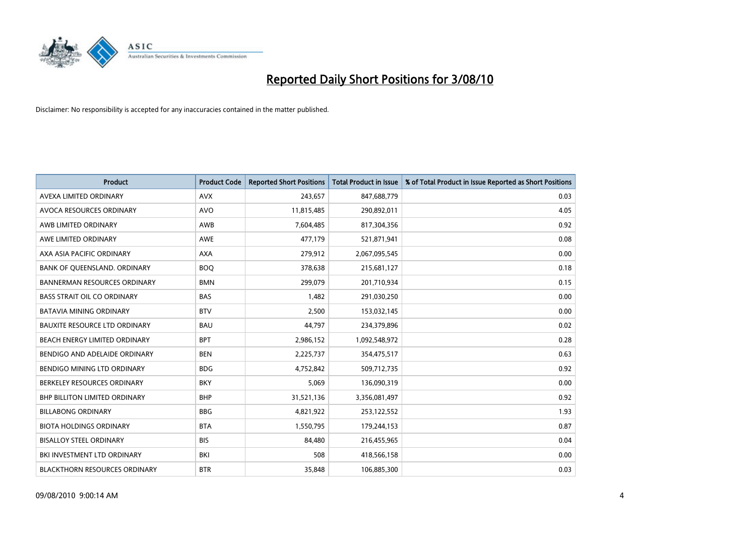# Reported Daily Short Positions for 3/08/10

Disclaimer: No responsibility is accepted for any inaccuracies contained in the matter published.

| Product | Product Code | Reported Short Positions | Total Product in Issue | % of Total Product in Issue Reported as Short Positions |
|---|---|---|---|---|
| AVEXA LIMITED ORDINARY | AVX | 243,657 | 847,688,779 | 0.03 |
| AVOCA RESOURCES ORDINARY | AVO | 11,815,485 | 290,892,011 | 4.05 |
| AWB LIMITED ORDINARY | AWB | 7,604,485 | 817,304,356 | 0.92 |
| AWE LIMITED ORDINARY | AWE | 477,179 | 521,871,941 | 0.08 |
| AXA ASIA PACIFIC ORDINARY | AXA | 279,912 | 2,067,095,545 | 0.00 |
| BANK OF QUEENSLAND. ORDINARY | BOQ | 378,638 | 215,681,127 | 0.18 |
| BANNERMAN RESOURCES ORDINARY | BMN | 299,079 | 201,710,934 | 0.15 |
| BASS STRAIT OIL CO ORDINARY | BAS | 1,482 | 291,030,250 | 0.00 |
| BATAVIA MINING ORDINARY | BTV | 2,500 | 153,032,145 | 0.00 |
| BAUXITE RESOURCE LTD ORDINARY | BAU | 44,797 | 234,379,896 | 0.02 |
| BEACH ENERGY LIMITED ORDINARY | BPT | 2,986,152 | 1,092,548,972 | 0.28 |
| BENDIGO AND ADELAIDE ORDINARY | BEN | 2,225,737 | 354,475,517 | 0.63 |
| BENDIGO MINING LTD ORDINARY | BDG | 4,752,842 | 509,712,735 | 0.92 |
| BERKELEY RESOURCES ORDINARY | BKY | 5,069 | 136,090,319 | 0.00 |
| BHP BILLITON LIMITED ORDINARY | BHP | 31,521,136 | 3,356,081,497 | 0.92 |
| BILLABONG ORDINARY | BBG | 4,821,922 | 253,122,552 | 1.93 |
| BIOTA HOLDINGS ORDINARY | BTA | 1,550,795 | 179,244,153 | 0.87 |
| BISALLOY STEEL ORDINARY | BIS | 84,480 | 216,455,965 | 0.04 |
| BKI INVESTMENT LTD ORDINARY | BKI | 508 | 418,566,158 | 0.00 |
| BLACKTHORN RESOURCES ORDINARY | BTR | 35,848 | 106,885,300 | 0.03 |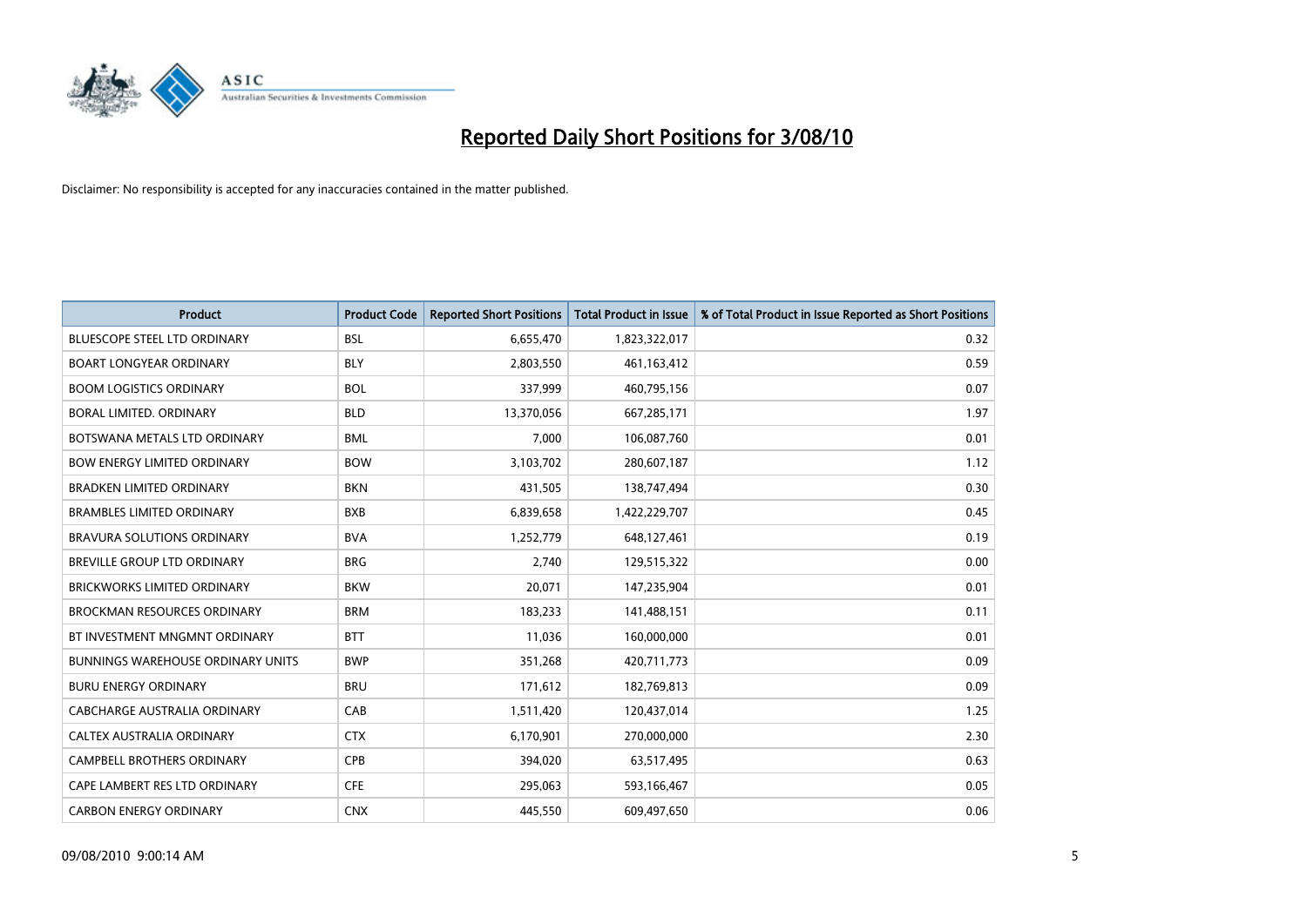# Reported Daily Short Positions for 3/08/10

Disclaimer: No responsibility is accepted for any inaccuracies contained in the matter published.

| Product | Product Code | Reported Short Positions | Total Product in Issue | % of Total Product in Issue Reported as Short Positions |
|---|---|---|---|---|
| BLUESCOPE STEEL LTD ORDINARY | BSL | 6,655,470 | 1,823,322,017 | 0.32 |
| BOART LONGYEAR ORDINARY | BLY | 2,803,550 | 461,163,412 | 0.59 |
| BOOM LOGISTICS ORDINARY | BOL | 337,999 | 460,795,156 | 0.07 |
| BORAL LIMITED. ORDINARY | BLD | 13,370,056 | 667,285,171 | 1.97 |
| BOTSWANA METALS LTD ORDINARY | BML | 7,000 | 106,087,760 | 0.01 |
| BOW ENERGY LIMITED ORDINARY | BOW | 3,103,702 | 280,607,187 | 1.12 |
| BRADKEN LIMITED ORDINARY | BKN | 431,505 | 138,747,494 | 0.30 |
| BRAMBLES LIMITED ORDINARY | BXB | 6,839,658 | 1,422,229,707 | 0.45 |
| BRAVURA SOLUTIONS ORDINARY | BVA | 1,252,779 | 648,127,461 | 0.19 |
| BREVILLE GROUP LTD ORDINARY | BRG | 2,740 | 129,515,322 | 0.00 |
| BRICKWORKS LIMITED ORDINARY | BKW | 20,071 | 147,235,904 | 0.01 |
| BROCKMAN RESOURCES ORDINARY | BRM | 183,233 | 141,488,151 | 0.11 |
| BT INVESTMENT MNGMNT ORDINARY | BTT | 11,036 | 160,000,000 | 0.01 |
| BUNNINGS WAREHOUSE ORDINARY UNITS | BWP | 351,268 | 420,711,773 | 0.09 |
| BURU ENERGY ORDINARY | BRU | 171,612 | 182,769,813 | 0.09 |
| CABCHARGE AUSTRALIA ORDINARY | CAB | 1,511,420 | 120,437,014 | 1.25 |
| CALTEX AUSTRALIA ORDINARY | CTX | 6,170,901 | 270,000,000 | 2.30 |
| CAMPBELL BROTHERS ORDINARY | CPB | 394,020 | 63,517,495 | 0.63 |
| CAPE LAMBERT RES LTD ORDINARY | CFE | 295,063 | 593,166,467 | 0.05 |
| CARBON ENERGY ORDINARY | CNX | 445,550 | 609,497,650 | 0.06 |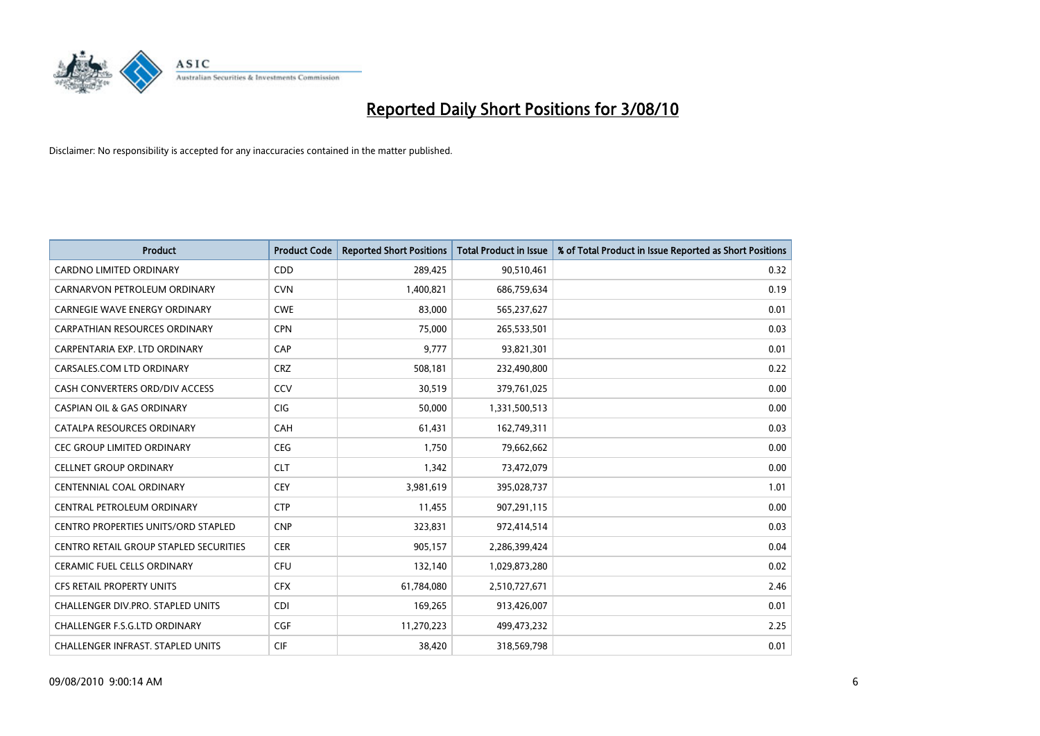# Reported Daily Short Positions for 3/08/10

Disclaimer: No responsibility is accepted for any inaccuracies contained in the matter published.

| Product | Product Code | Reported Short Positions | Total Product in Issue | % of Total Product in Issue Reported as Short Positions |
|---|---|---|---|---|
| CARDNO LIMITED ORDINARY | CDD | 289,425 | 90,510,461 | 0.32 |
| CARNARVON PETROLEUM ORDINARY | CVN | 1,400,821 | 686,759,634 | 0.19 |
| CARNEGIE WAVE ENERGY ORDINARY | CWE | 83,000 | 565,237,627 | 0.01 |
| CARPATHIAN RESOURCES ORDINARY | CPN | 75,000 | 265,533,501 | 0.03 |
| CARPENTARIA EXP. LTD ORDINARY | CAP | 9,777 | 93,821,301 | 0.01 |
| CARSALES.COM LTD ORDINARY | CRZ | 508,181 | 232,490,800 | 0.22 |
| CASH CONVERTERS ORD/DIV ACCESS | CCV | 30,519 | 379,761,025 | 0.00 |
| CASPIAN OIL & GAS ORDINARY | CIG | 50,000 | 1,331,500,513 | 0.00 |
| CATALPA RESOURCES ORDINARY | CAH | 61,431 | 162,749,311 | 0.03 |
| CEC GROUP LIMITED ORDINARY | CEG | 1,750 | 79,662,662 | 0.00 |
| CELLNET GROUP ORDINARY | CLT | 1,342 | 73,472,079 | 0.00 |
| CENTENNIAL COAL ORDINARY | CEY | 3,981,619 | 395,028,737 | 1.01 |
| CENTRAL PETROLEUM ORDINARY | CTP | 11,455 | 907,291,115 | 0.00 |
| CENTRO PROPERTIES UNITS/ORD STAPLED | CNP | 323,831 | 972,414,514 | 0.03 |
| CENTRO RETAIL GROUP STAPLED SECURITIES | CER | 905,157 | 2,286,399,424 | 0.04 |
| CERAMIC FUEL CELLS ORDINARY | CFU | 132,140 | 1,029,873,280 | 0.02 |
| CFS RETAIL PROPERTY UNITS | CFX | 61,784,080 | 2,510,727,671 | 2.46 |
| CHALLENGER DIV.PRO. STAPLED UNITS | CDI | 169,265 | 913,426,007 | 0.01 |
| CHALLENGER F.S.G.LTD ORDINARY | CGF | 11,270,223 | 499,473,232 | 2.25 |
| CHALLENGER INFRAST. STAPLED UNITS | CIF | 38,420 | 318,569,798 | 0.01 |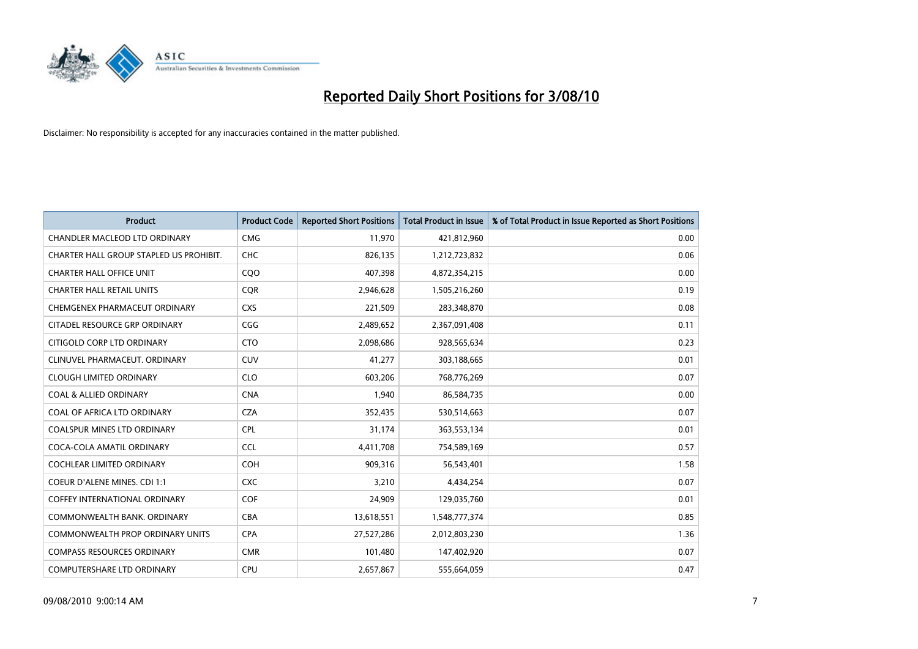# Reported Daily Short Positions for 3/08/10

Disclaimer: No responsibility is accepted for any inaccuracies contained in the matter published.

| Product | Product Code | Reported Short Positions | Total Product in Issue | % of Total Product in Issue Reported as Short Positions |
|---|---|---|---|---|
| CHANDLER MACLEOD LTD ORDINARY | CMG | 11,970 | 421,812,960 | 0.00 |
| CHARTER HALL GROUP STAPLED US PROHIBIT. | CHC | 826,135 | 1,212,723,832 | 0.06 |
| CHARTER HALL OFFICE UNIT | CQO | 407,398 | 4,872,354,215 | 0.00 |
| CHARTER HALL RETAIL UNITS | CQR | 2,946,628 | 1,505,216,260 | 0.19 |
| CHEMGENEX PHARMACEUT ORDINARY | CXS | 221,509 | 283,348,870 | 0.08 |
| CITADEL RESOURCE GRP ORDINARY | CGG | 2,489,652 | 2,367,091,408 | 0.11 |
| CITIGOLD CORP LTD ORDINARY | CTO | 2,098,686 | 928,565,634 | 0.23 |
| CLINUVEL PHARMACEUT. ORDINARY | CUV | 41,277 | 303,188,665 | 0.01 |
| CLOUGH LIMITED ORDINARY | CLO | 603,206 | 768,776,269 | 0.07 |
| COAL & ALLIED ORDINARY | CNA | 1,940 | 86,584,735 | 0.00 |
| COAL OF AFRICA LTD ORDINARY | CZA | 352,435 | 530,514,663 | 0.07 |
| COALSPUR MINES LTD ORDINARY | CPL | 31,174 | 363,553,134 | 0.01 |
| COCA-COLA AMATIL ORDINARY | CCL | 4,411,708 | 754,589,169 | 0.57 |
| COCHLEAR LIMITED ORDINARY | COH | 909,316 | 56,543,401 | 1.58 |
| COEUR D'ALENE MINES. CDI 1:1 | CXC | 3,210 | 4,434,254 | 0.07 |
| COFFEY INTERNATIONAL ORDINARY | COF | 24,909 | 129,035,760 | 0.01 |
| COMMONWEALTH BANK. ORDINARY | CBA | 13,618,551 | 1,548,777,374 | 0.85 |
| COMMONWEALTH PROP ORDINARY UNITS | CPA | 27,527,286 | 2,012,803,230 | 1.36 |
| COMPASS RESOURCES ORDINARY | CMR | 101,480 | 147,402,920 | 0.07 |
| COMPUTERSHARE LTD ORDINARY | CPU | 2,657,867 | 555,664,059 | 0.47 |

09/08/2010 9:00:14 AM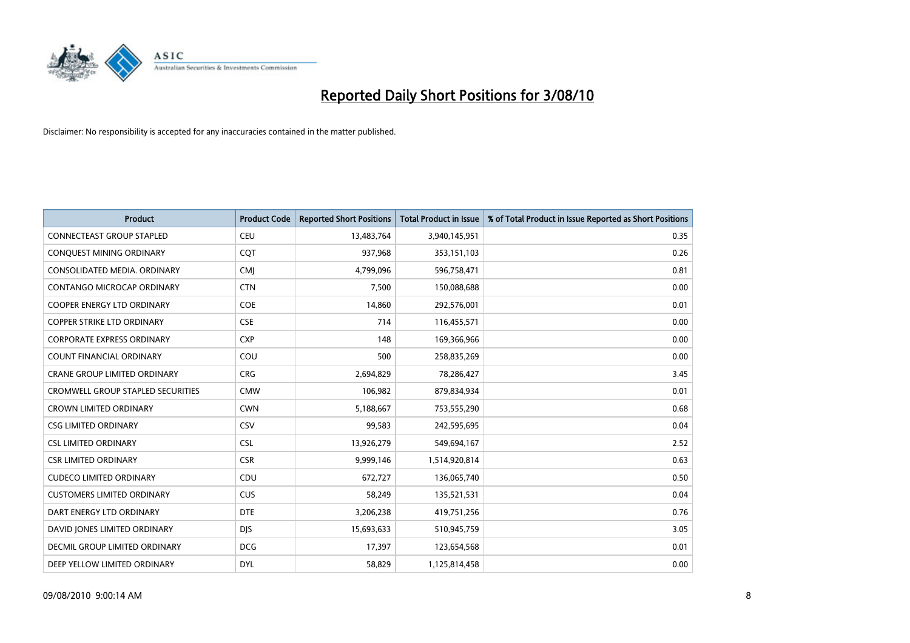# Reported Daily Short Positions for 3/08/10

Disclaimer: No responsibility is accepted for any inaccuracies contained in the matter published.

| Product | Product Code | Reported Short Positions | Total Product in Issue | % of Total Product in Issue Reported as Short Positions |
|---|---|---|---|---|
| CONNECTEAST GROUP STAPLED | CEU | 13,483,764 | 3,940,145,951 | 0.35 |
| CONQUEST MINING ORDINARY | CQT | 937,968 | 353,151,103 | 0.26 |
| CONSOLIDATED MEDIA. ORDINARY | CMJ | 4,799,096 | 596,758,471 | 0.81 |
| CONTANGO MICROCAP ORDINARY | CTN | 7,500 | 150,088,688 | 0.00 |
| COOPER ENERGY LTD ORDINARY | COE | 14,860 | 292,576,001 | 0.01 |
| COPPER STRIKE LTD ORDINARY | CSE | 714 | 116,455,571 | 0.00 |
| CORPORATE EXPRESS ORDINARY | CXP | 148 | 169,366,966 | 0.00 |
| COUNT FINANCIAL ORDINARY | COU | 500 | 258,835,269 | 0.00 |
| CRANE GROUP LIMITED ORDINARY | CRG | 2,694,829 | 78,286,427 | 3.45 |
| CROMWELL GROUP STAPLED SECURITIES | CMW | 106,982 | 879,834,934 | 0.01 |
| CROWN LIMITED ORDINARY | CWN | 5,188,667 | 753,555,290 | 0.68 |
| CSG LIMITED ORDINARY | CSV | 99,583 | 242,595,695 | 0.04 |
| CSL LIMITED ORDINARY | CSL | 13,926,279 | 549,694,167 | 2.52 |
| CSR LIMITED ORDINARY | CSR | 9,999,146 | 1,514,920,814 | 0.63 |
| CUDECO LIMITED ORDINARY | CDU | 672,727 | 136,065,740 | 0.50 |
| CUSTOMERS LIMITED ORDINARY | CUS | 58,249 | 135,521,531 | 0.04 |
| DART ENERGY LTD ORDINARY | DTE | 3,206,238 | 419,751,256 | 0.76 |
| DAVID JONES LIMITED ORDINARY | DJS | 15,693,633 | 510,945,759 | 3.05 |
| DECMIL GROUP LIMITED ORDINARY | DCG | 17,397 | 123,654,568 | 0.01 |
| DEEP YELLOW LIMITED ORDINARY | DYL | 58,829 | 1,125,814,458 | 0.00 |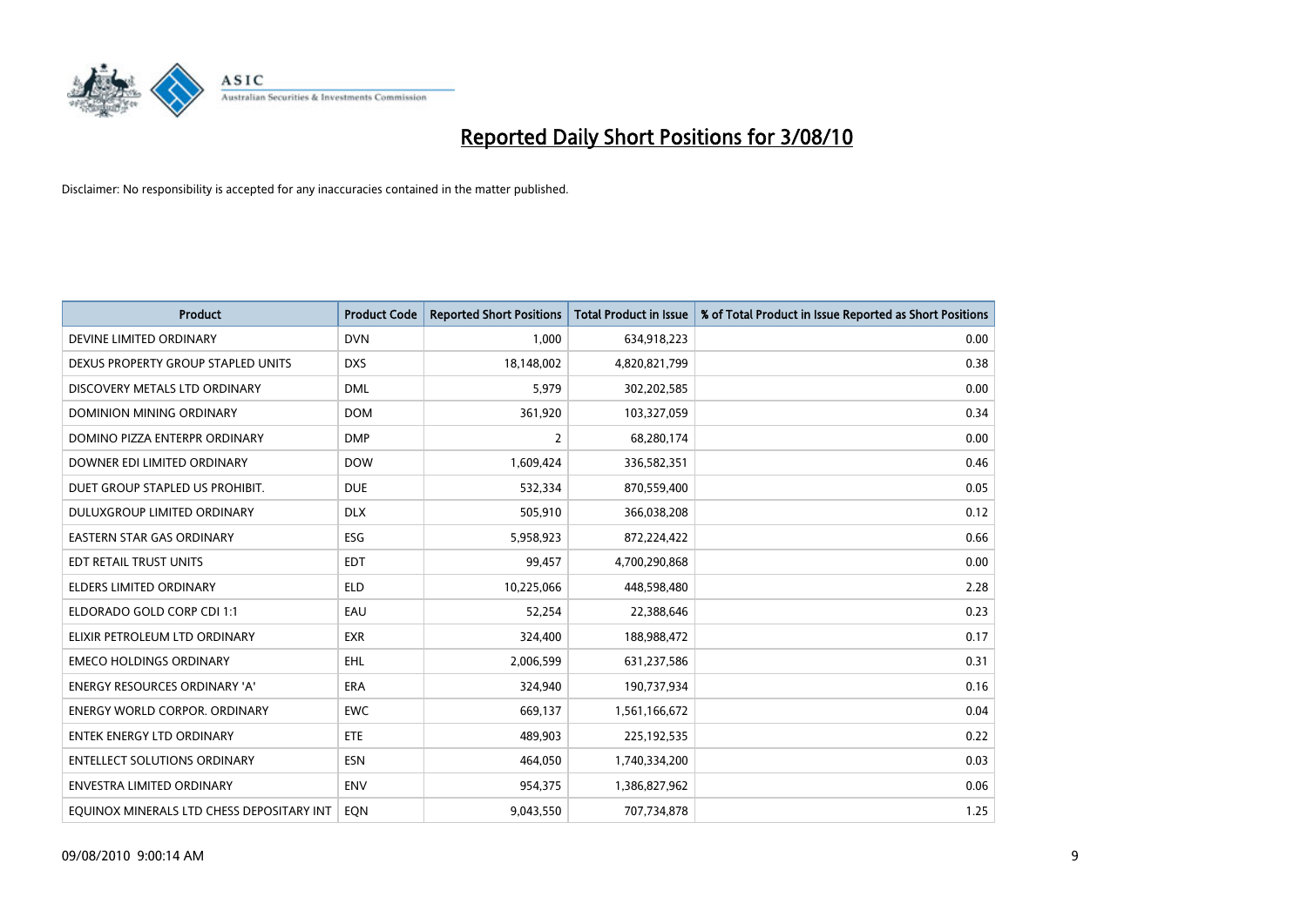# Reported Daily Short Positions for 3/08/10

Disclaimer: No responsibility is accepted for any inaccuracies contained in the matter published.

| Product | Product Code | Reported Short Positions | Total Product in Issue | % of Total Product in Issue Reported as Short Positions |
|---|---|---|---|---|
| DEVINE LIMITED ORDINARY | DVN | 1,000 | 634,918,223 | 0.00 |
| DEXUS PROPERTY GROUP STAPLED UNITS | DXS | 18,148,002 | 4,820,821,799 | 0.38 |
| DISCOVERY METALS LTD ORDINARY | DML | 5,979 | 302,202,585 | 0.00 |
| DOMINION MINING ORDINARY | DOM | 361,920 | 103,327,059 | 0.34 |
| DOMINO PIZZA ENTERPR ORDINARY | DMP | 2 | 68,280,174 | 0.00 |
| DOWNER EDI LIMITED ORDINARY | DOW | 1,609,424 | 336,582,351 | 0.46 |
| DUET GROUP STAPLED US PROHIBIT. | DUE | 532,334 | 870,559,400 | 0.05 |
| DULUXGROUP LIMITED ORDINARY | DLX | 505,910 | 366,038,208 | 0.12 |
| EASTERN STAR GAS ORDINARY | ESG | 5,958,923 | 872,224,422 | 0.66 |
| EDT RETAIL TRUST UNITS | EDT | 99,457 | 4,700,290,868 | 0.00 |
| ELDERS LIMITED ORDINARY | ELD | 10,225,066 | 448,598,480 | 2.28 |
| ELDORADO GOLD CORP CDI 1:1 | EAU | 52,254 | 22,388,646 | 0.23 |
| ELIXIR PETROLEUM LTD ORDINARY | EXR | 324,400 | 188,988,472 | 0.17 |
| EMECO HOLDINGS ORDINARY | EHL | 2,006,599 | 631,237,586 | 0.31 |
| ENERGY RESOURCES ORDINARY 'A' | ERA | 324,940 | 190,737,934 | 0.16 |
| ENERGY WORLD CORPOR. ORDINARY | EWC | 669,137 | 1,561,166,672 | 0.04 |
| ENTEK ENERGY LTD ORDINARY | ETE | 489,903 | 225,192,535 | 0.22 |
| ENTELLECT SOLUTIONS ORDINARY | ESN | 464,050 | 1,740,334,200 | 0.03 |
| ENVESTRA LIMITED ORDINARY | ENV | 954,375 | 1,386,827,962 | 0.06 |
| EQUINOX MINERALS LTD CHESS DEPOSITARY INT | EQN | 9,043,550 | 707,734,878 | 1.25 |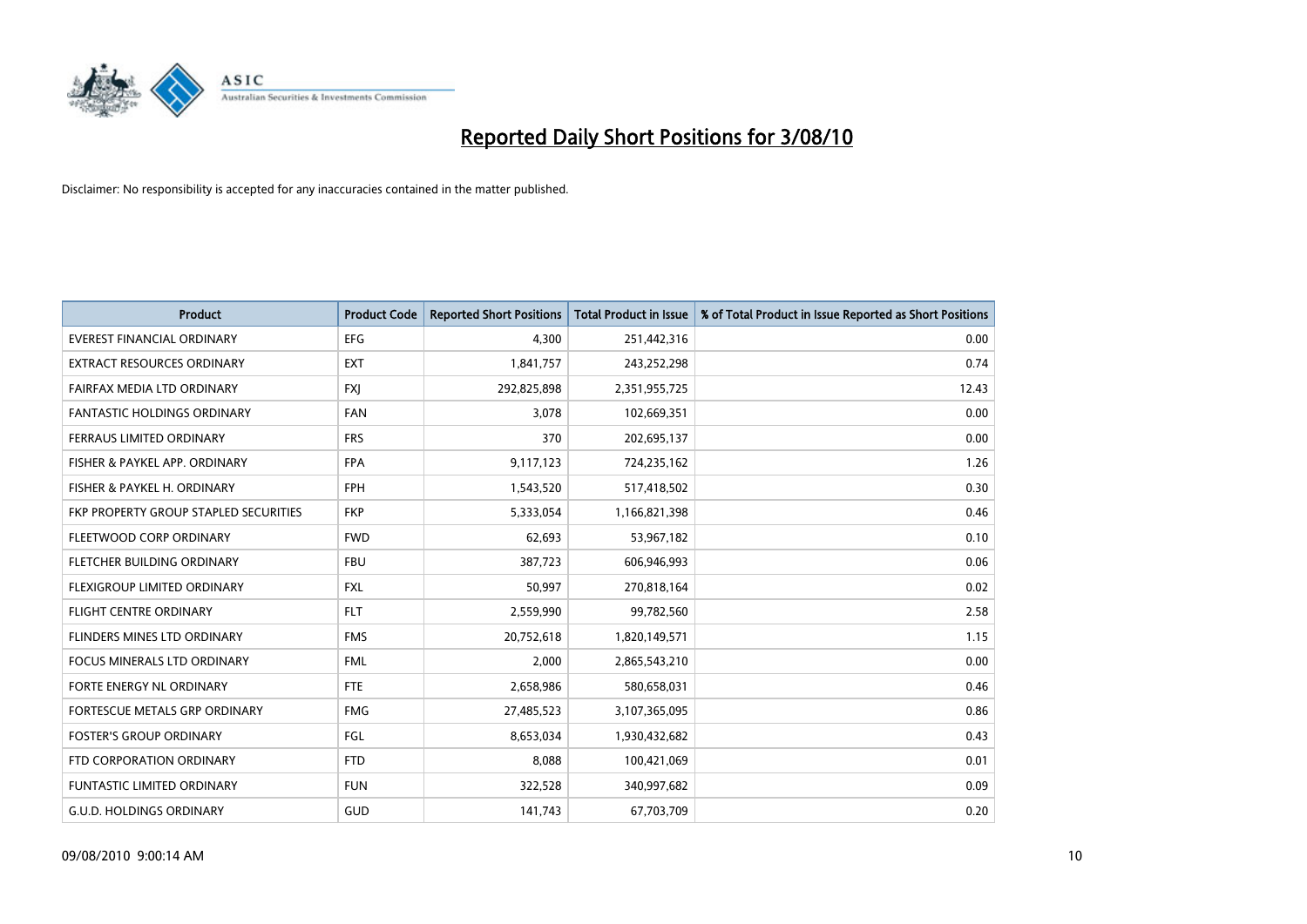# Reported Daily Short Positions for 3/08/10

Disclaimer: No responsibility is accepted for any inaccuracies contained in the matter published.

| Product | Product Code | Reported Short Positions | Total Product in Issue | % of Total Product in Issue Reported as Short Positions |
|---|---|---|---|---|
| EVEREST FINANCIAL ORDINARY | EFG | 4,300 | 251,442,316 | 0.00 |
| EXTRACT RESOURCES ORDINARY | EXT | 1,841,757 | 243,252,298 | 0.74 |
| FAIRFAX MEDIA LTD ORDINARY | FXJ | 292,825,898 | 2,351,955,725 | 12.43 |
| FANTASTIC HOLDINGS ORDINARY | FAN | 3,078 | 102,669,351 | 0.00 |
| FERRAUS LIMITED ORDINARY | FRS | 370 | 202,695,137 | 0.00 |
| FISHER & PAYKEL APP. ORDINARY | FPA | 9,117,123 | 724,235,162 | 1.26 |
| FISHER & PAYKEL H. ORDINARY | FPH | 1,543,520 | 517,418,502 | 0.30 |
| FKP PROPERTY GROUP STAPLED SECURITIES | FKP | 5,333,054 | 1,166,821,398 | 0.46 |
| FLEETWOOD CORP ORDINARY | FWD | 62,693 | 53,967,182 | 0.10 |
| FLETCHER BUILDING ORDINARY | FBU | 387,723 | 606,946,993 | 0.06 |
| FLEXIGROUP LIMITED ORDINARY | FXL | 50,997 | 270,818,164 | 0.02 |
| FLIGHT CENTRE ORDINARY | FLT | 2,559,990 | 99,782,560 | 2.58 |
| FLINDERS MINES LTD ORDINARY | FMS | 20,752,618 | 1,820,149,571 | 1.15 |
| FOCUS MINERALS LTD ORDINARY | FML | 2,000 | 2,865,543,210 | 0.00 |
| FORTE ENERGY NL ORDINARY | FTE | 2,658,986 | 580,658,031 | 0.46 |
| FORTESCUE METALS GRP ORDINARY | FMG | 27,485,523 | 3,107,365,095 | 0.86 |
| FOSTER'S GROUP ORDINARY | FGL | 8,653,034 | 1,930,432,682 | 0.43 |
| FTD CORPORATION ORDINARY | FTD | 8,088 | 100,421,069 | 0.01 |
| FUNTASTIC LIMITED ORDINARY | FUN | 322,528 | 340,997,682 | 0.09 |
| G.U.D. HOLDINGS ORDINARY | GUD | 141,743 | 67,703,709 | 0.20 |

09/08/2010 9:00:14 AM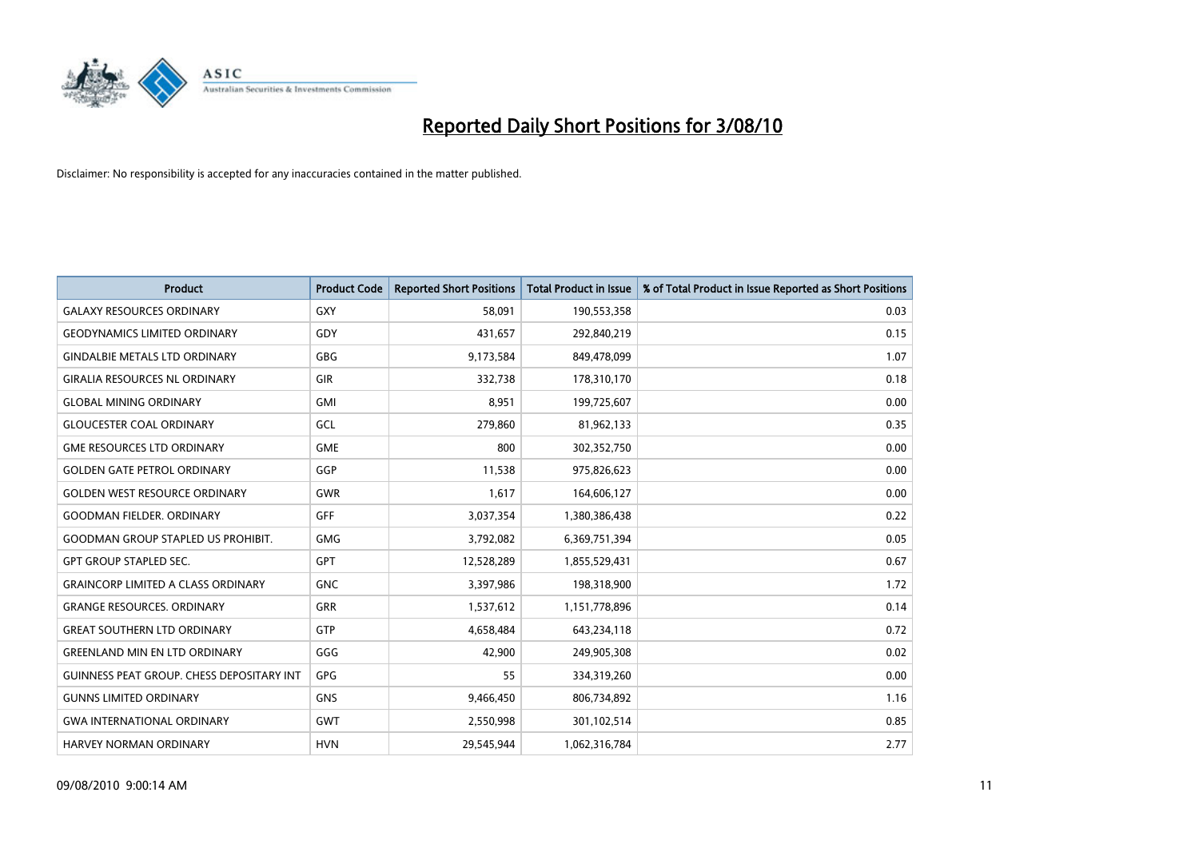# Reported Daily Short Positions for 3/08/10

Disclaimer: No responsibility is accepted for any inaccuracies contained in the matter published.

| Product | Product Code | Reported Short Positions | Total Product in Issue | % of Total Product in Issue Reported as Short Positions |
|---|---|---|---|---|
| GALAXY RESOURCES ORDINARY | GXY | 58,091 | 190,553,358 | 0.03 |
| GEODYNAMICS LIMITED ORDINARY | GDY | 431,657 | 292,840,219 | 0.15 |
| GINDALBIE METALS LTD ORDINARY | GBG | 9,173,584 | 849,478,099 | 1.07 |
| GIRALIA RESOURCES NL ORDINARY | GIR | 332,738 | 178,310,170 | 0.18 |
| GLOBAL MINING ORDINARY | GMI | 8,951 | 199,725,607 | 0.00 |
| GLOUCESTER COAL ORDINARY | GCL | 279,860 | 81,962,133 | 0.35 |
| GME RESOURCES LTD ORDINARY | GME | 800 | 302,352,750 | 0.00 |
| GOLDEN GATE PETROL ORDINARY | GGP | 11,538 | 975,826,623 | 0.00 |
| GOLDEN WEST RESOURCE ORDINARY | GWR | 1,617 | 164,606,127 | 0.00 |
| GOODMAN FIELDER. ORDINARY | GFF | 3,037,354 | 1,380,386,438 | 0.22 |
| GOODMAN GROUP STAPLED US PROHIBIT. | GMG | 3,792,082 | 6,369,751,394 | 0.05 |
| GPT GROUP STAPLED SEC. | GPT | 12,528,289 | 1,855,529,431 | 0.67 |
| GRAINCORP LIMITED A CLASS ORDINARY | GNC | 3,397,986 | 198,318,900 | 1.72 |
| GRANGE RESOURCES. ORDINARY | GRR | 1,537,612 | 1,151,778,896 | 0.14 |
| GREAT SOUTHERN LTD ORDINARY | GTP | 4,658,484 | 643,234,118 | 0.72 |
| GREENLAND MIN EN LTD ORDINARY | GGG | 42,900 | 249,905,308 | 0.02 |
| GUINNESS PEAT GROUP. CHESS DEPOSITARY INT | GPG | 55 | 334,319,260 | 0.00 |
| GUNNS LIMITED ORDINARY | GNS | 9,466,450 | 806,734,892 | 1.16 |
| GWA INTERNATIONAL ORDINARY | GWT | 2,550,998 | 301,102,514 | 0.85 |
| HARVEY NORMAN ORDINARY | HVN | 29,545,944 | 1,062,316,784 | 2.77 |

09/08/2010 9:00:14 AM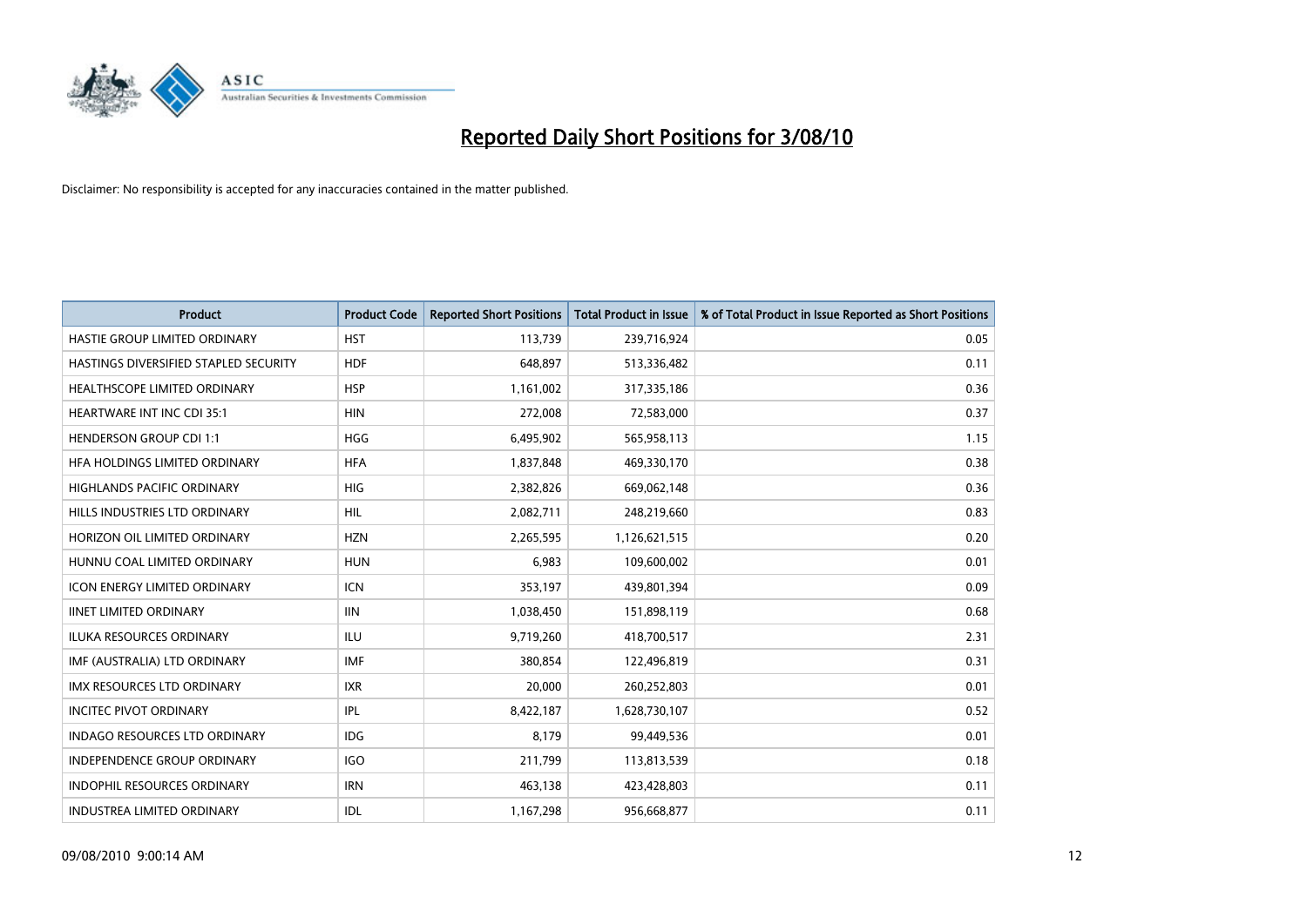# Reported Daily Short Positions for 3/08/10

Disclaimer: No responsibility is accepted for any inaccuracies contained in the matter published.

| Product | Product Code | Reported Short Positions | Total Product in Issue | % of Total Product in Issue Reported as Short Positions |
|---|---|---|---|---|
| HASTIE GROUP LIMITED ORDINARY | HST | 113,739 | 239,716,924 | 0.05 |
| HASTINGS DIVERSIFIED STAPLED SECURITY | HDF | 648,897 | 513,336,482 | 0.11 |
| HEALTHSCOPE LIMITED ORDINARY | HSP | 1,161,002 | 317,335,186 | 0.36 |
| HEARTWARE INT INC CDI 35:1 | HIN | 272,008 | 72,583,000 | 0.37 |
| HENDERSON GROUP CDI 1:1 | HGG | 6,495,902 | 565,958,113 | 1.15 |
| HFA HOLDINGS LIMITED ORDINARY | HFA | 1,837,848 | 469,330,170 | 0.38 |
| HIGHLANDS PACIFIC ORDINARY | HIG | 2,382,826 | 669,062,148 | 0.36 |
| HILLS INDUSTRIES LTD ORDINARY | HIL | 2,082,711 | 248,219,660 | 0.83 |
| HORIZON OIL LIMITED ORDINARY | HZN | 2,265,595 | 1,126,621,515 | 0.20 |
| HUNNU COAL LIMITED ORDINARY | HUN | 6,983 | 109,600,002 | 0.01 |
| ICON ENERGY LIMITED ORDINARY | ICN | 353,197 | 439,801,394 | 0.09 |
| IINET LIMITED ORDINARY | IIN | 1,038,450 | 151,898,119 | 0.68 |
| ILUKA RESOURCES ORDINARY | ILU | 9,719,260 | 418,700,517 | 2.31 |
| IMF (AUSTRALIA) LTD ORDINARY | IMF | 380,854 | 122,496,819 | 0.31 |
| IMX RESOURCES LTD ORDINARY | IXR | 20,000 | 260,252,803 | 0.01 |
| INCITEC PIVOT ORDINARY | IPL | 8,422,187 | 1,628,730,107 | 0.52 |
| INDAGO RESOURCES LTD ORDINARY | IDG | 8,179 | 99,449,536 | 0.01 |
| INDEPENDENCE GROUP ORDINARY | IGO | 211,799 | 113,813,539 | 0.18 |
| INDOPHIL RESOURCES ORDINARY | IRN | 463,138 | 423,428,803 | 0.11 |
| INDUSTREA LIMITED ORDINARY | IDL | 1,167,298 | 956,668,877 | 0.11 |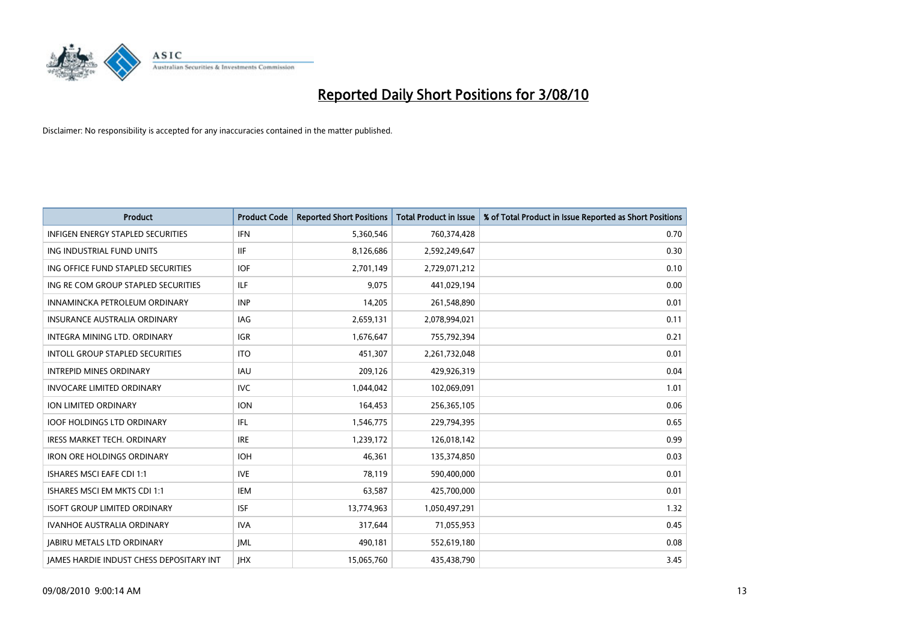# Reported Daily Short Positions for 3/08/10

Disclaimer: No responsibility is accepted for any inaccuracies contained in the matter published.

| Product | Product Code | Reported Short Positions | Total Product in Issue | % of Total Product in Issue Reported as Short Positions |
|---|---|---|---|---|
| INFIGEN ENERGY STAPLED SECURITIES | IFN | 5,360,546 | 760,374,428 | 0.70 |
| ING INDUSTRIAL FUND UNITS | IIF | 8,126,686 | 2,592,249,647 | 0.30 |
| ING OFFICE FUND STAPLED SECURITIES | IOF | 2,701,149 | 2,729,071,212 | 0.10 |
| ING RE COM GROUP STAPLED SECURITIES | ILF | 9,075 | 441,029,194 | 0.00 |
| INNAMINCKA PETROLEUM ORDINARY | INP | 14,205 | 261,548,890 | 0.01 |
| INSURANCE AUSTRALIA ORDINARY | IAG | 2,659,131 | 2,078,994,021 | 0.11 |
| INTEGRA MINING LTD. ORDINARY | IGR | 1,676,647 | 755,792,394 | 0.21 |
| INTOLL GROUP STAPLED SECURITIES | ITO | 451,307 | 2,261,732,048 | 0.01 |
| INTREPID MINES ORDINARY | IAU | 209,126 | 429,926,319 | 0.04 |
| INVOCARE LIMITED ORDINARY | IVC | 1,044,042 | 102,069,091 | 1.01 |
| ION LIMITED ORDINARY | ION | 164,453 | 256,365,105 | 0.06 |
| IOOF HOLDINGS LTD ORDINARY | IFL | 1,546,775 | 229,794,395 | 0.65 |
| IRESS MARKET TECH. ORDINARY | IRE | 1,239,172 | 126,018,142 | 0.99 |
| IRON ORE HOLDINGS ORDINARY | IOH | 46,361 | 135,374,850 | 0.03 |
| ISHARES MSCI EAFE CDI 1:1 | IVE | 78,119 | 590,400,000 | 0.01 |
| ISHARES MSCI EM MKTS CDI 1:1 | IEM | 63,587 | 425,700,000 | 0.01 |
| ISOFT GROUP LIMITED ORDINARY | ISF | 13,774,963 | 1,050,497,291 | 1.32 |
| IVANHOE AUSTRALIA ORDINARY | IVA | 317,644 | 71,055,953 | 0.45 |
| JABIRU METALS LTD ORDINARY | JML | 490,181 | 552,619,180 | 0.08 |
| JAMES HARDIE INDUST CHESS DEPOSITARY INT | JHX | 15,065,760 | 435,438,790 | 3.45 |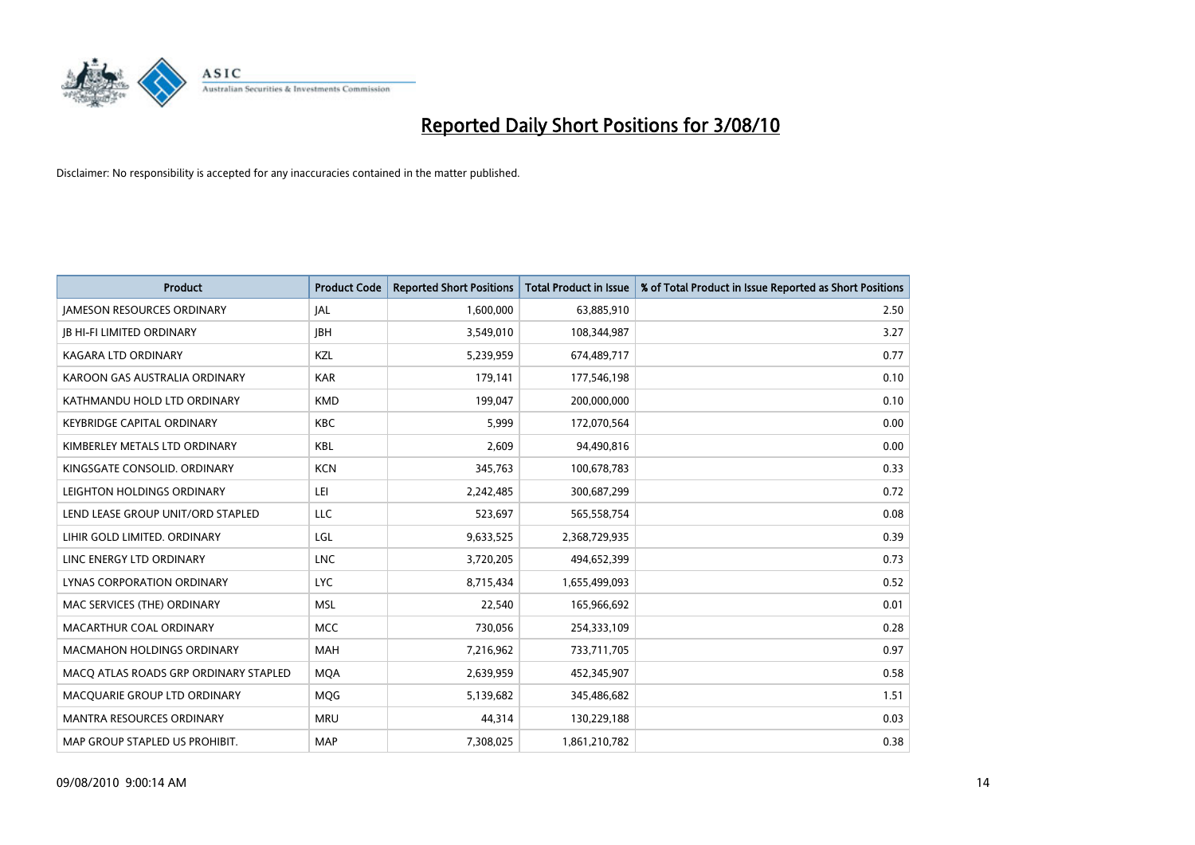# Reported Daily Short Positions for 3/08/10

Disclaimer: No responsibility is accepted for any inaccuracies contained in the matter published.

| Product | Product Code | Reported Short Positions | Total Product in Issue | % of Total Product in Issue Reported as Short Positions |
|---|---|---|---|---|
| JAMESON RESOURCES ORDINARY | JAL | 1,600,000 | 63,885,910 | 2.50 |
| JB HI-FI LIMITED ORDINARY | JBH | 3,549,010 | 108,344,987 | 3.27 |
| KAGARA LTD ORDINARY | KZL | 5,239,959 | 674,489,717 | 0.77 |
| KAROON GAS AUSTRALIA ORDINARY | KAR | 179,141 | 177,546,198 | 0.10 |
| KATHMANDU HOLD LTD ORDINARY | KMD | 199,047 | 200,000,000 | 0.10 |
| KEYBRIDGE CAPITAL ORDINARY | KBC | 5,999 | 172,070,564 | 0.00 |
| KIMBERLEY METALS LTD ORDINARY | KBL | 2,609 | 94,490,816 | 0.00 |
| KINGSGATE CONSOLID. ORDINARY | KCN | 345,763 | 100,678,783 | 0.33 |
| LEIGHTON HOLDINGS ORDINARY | LEI | 2,242,485 | 300,687,299 | 0.72 |
| LEND LEASE GROUP UNIT/ORD STAPLED | LLC | 523,697 | 565,558,754 | 0.08 |
| LIHIR GOLD LIMITED. ORDINARY | LGL | 9,633,525 | 2,368,729,935 | 0.39 |
| LINC ENERGY LTD ORDINARY | LNC | 3,720,205 | 494,652,399 | 0.73 |
| LYNAS CORPORATION ORDINARY | LYC | 8,715,434 | 1,655,499,093 | 0.52 |
| MAC SERVICES (THE) ORDINARY | MSL | 22,540 | 165,966,692 | 0.01 |
| MACARTHUR COAL ORDINARY | MCC | 730,056 | 254,333,109 | 0.28 |
| MACMAHON HOLDINGS ORDINARY | MAH | 7,216,962 | 733,711,705 | 0.97 |
| MACQ ATLAS ROADS GRP ORDINARY STAPLED | MQA | 2,639,959 | 452,345,907 | 0.58 |
| MACQUARIE GROUP LTD ORDINARY | MQG | 5,139,682 | 345,486,682 | 1.51 |
| MANTRA RESOURCES ORDINARY | MRU | 44,314 | 130,229,188 | 0.03 |
| MAP GROUP STAPLED US PROHIBIT. | MAP | 7,308,025 | 1,861,210,782 | 0.38 |

09/08/2010 9:00:14 AM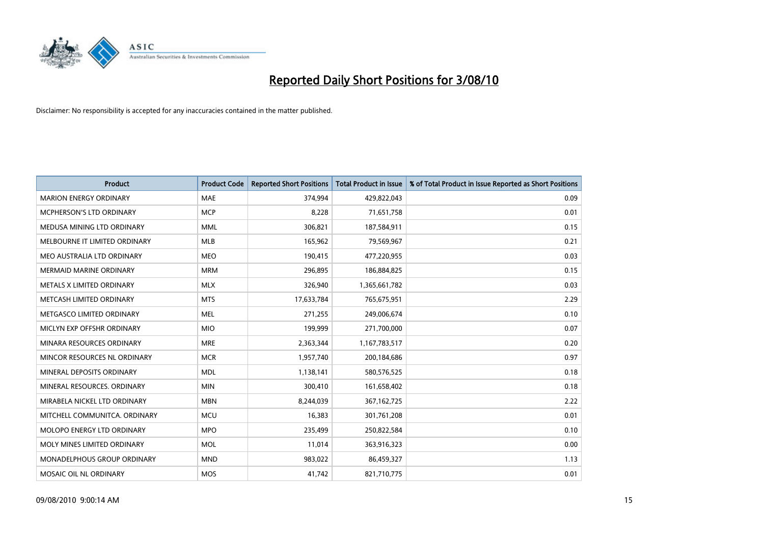# Reported Daily Short Positions for 3/08/10

Disclaimer: No responsibility is accepted for any inaccuracies contained in the matter published.

| Product | Product Code | Reported Short Positions | Total Product in Issue | % of Total Product in Issue Reported as Short Positions |
| --- | --- | --- | --- | --- |
| MARION ENERGY ORDINARY | MAE | 374,994 | 429,822,043 | 0.09 |
| MCPHERSON'S LTD ORDINARY | MCP | 8,228 | 71,651,758 | 0.01 |
| MEDUSA MINING LTD ORDINARY | MML | 306,821 | 187,584,911 | 0.15 |
| MELBOURNE IT LIMITED ORDINARY | MLB | 165,962 | 79,569,967 | 0.21 |
| MEO AUSTRALIA LTD ORDINARY | MEO | 190,415 | 477,220,955 | 0.03 |
| MERMAID MARINE ORDINARY | MRM | 296,895 | 186,884,825 | 0.15 |
| METALS X LIMITED ORDINARY | MLX | 326,940 | 1,365,661,782 | 0.03 |
| METCASH LIMITED ORDINARY | MTS | 17,633,784 | 765,675,951 | 2.29 |
| METGASCO LIMITED ORDINARY | MEL | 271,255 | 249,006,674 | 0.10 |
| MICLYN EXP OFFSHR ORDINARY | MIO | 199,999 | 271,700,000 | 0.07 |
| MINARA RESOURCES ORDINARY | MRE | 2,363,344 | 1,167,783,517 | 0.20 |
| MINCOR RESOURCES NL ORDINARY | MCR | 1,957,740 | 200,184,686 | 0.97 |
| MINERAL DEPOSITS ORDINARY | MDL | 1,138,141 | 580,576,525 | 0.18 |
| MINERAL RESOURCES. ORDINARY | MIN | 300,410 | 161,658,402 | 0.18 |
| MIRABELA NICKEL LTD ORDINARY | MBN | 8,244,039 | 367,162,725 | 2.22 |
| MITCHELL COMMUNITCA. ORDINARY | MCU | 16,383 | 301,761,208 | 0.01 |
| MOLOPO ENERGY LTD ORDINARY | MPO | 235,499 | 250,822,584 | 0.10 |
| MOLY MINES LIMITED ORDINARY | MOL | 11,014 | 363,916,323 | 0.00 |
| MONADELPHOUS GROUP ORDINARY | MND | 983,022 | 86,459,327 | 1.13 |
| MOSAIC OIL NL ORDINARY | MOS | 41,742 | 821,710,775 | 0.01 |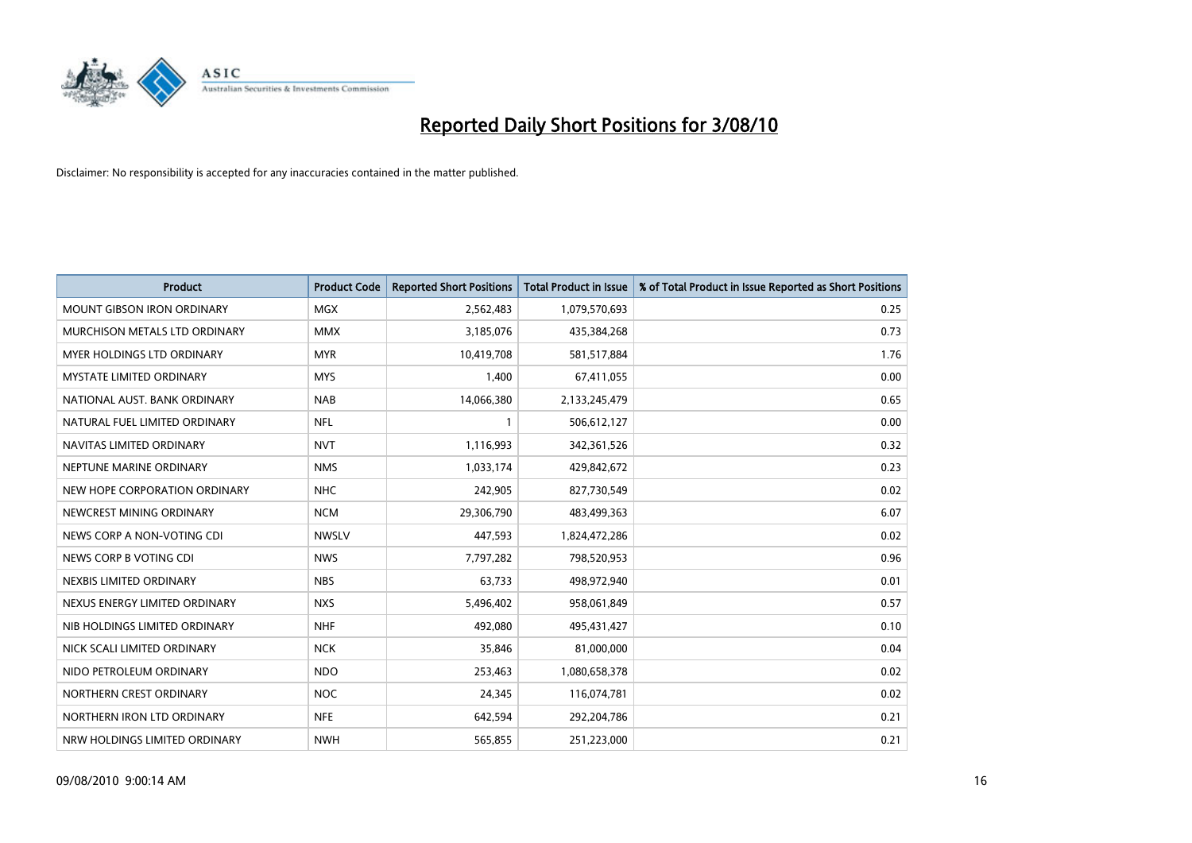# Reported Daily Short Positions for 3/08/10

Disclaimer: No responsibility is accepted for any inaccuracies contained in the matter published.

| Product | Product Code | Reported Short Positions | Total Product in Issue | % of Total Product in Issue Reported as Short Positions |
|---|---|---|---|---|
| MOUNT GIBSON IRON ORDINARY | MGX | 2,562,483 | 1,079,570,693 | 0.25 |
| MURCHISON METALS LTD ORDINARY | MMX | 3,185,076 | 435,384,268 | 0.73 |
| MYER HOLDINGS LTD ORDINARY | MYR | 10,419,708 | 581,517,884 | 1.76 |
| MYSTATE LIMITED ORDINARY | MYS | 1,400 | 67,411,055 | 0.00 |
| NATIONAL AUST. BANK ORDINARY | NAB | 14,066,380 | 2,133,245,479 | 0.65 |
| NATURAL FUEL LIMITED ORDINARY | NFL | 1 | 506,612,127 | 0.00 |
| NAVITAS LIMITED ORDINARY | NVT | 1,116,993 | 342,361,526 | 0.32 |
| NEPTUNE MARINE ORDINARY | NMS | 1,033,174 | 429,842,672 | 0.23 |
| NEW HOPE CORPORATION ORDINARY | NHC | 242,905 | 827,730,549 | 0.02 |
| NEWCREST MINING ORDINARY | NCM | 29,306,790 | 483,499,363 | 6.07 |
| NEWS CORP A NON-VOTING CDI | NWSLV | 447,593 | 1,824,472,286 | 0.02 |
| NEWS CORP B VOTING CDI | NWS | 7,797,282 | 798,520,953 | 0.96 |
| NEXBIS LIMITED ORDINARY | NBS | 63,733 | 498,972,940 | 0.01 |
| NEXUS ENERGY LIMITED ORDINARY | NXS | 5,496,402 | 958,061,849 | 0.57 |
| NIB HOLDINGS LIMITED ORDINARY | NHF | 492,080 | 495,431,427 | 0.10 |
| NICK SCALI LIMITED ORDINARY | NCK | 35,846 | 81,000,000 | 0.04 |
| NIDO PETROLEUM ORDINARY | NDO | 253,463 | 1,080,658,378 | 0.02 |
| NORTHERN CREST ORDINARY | NOC | 24,345 | 116,074,781 | 0.02 |
| NORTHERN IRON LTD ORDINARY | NFE | 642,594 | 292,204,786 | 0.21 |
| NRW HOLDINGS LIMITED ORDINARY | NWH | 565,855 | 251,223,000 | 0.21 |

09/08/2010 9:00:14 AM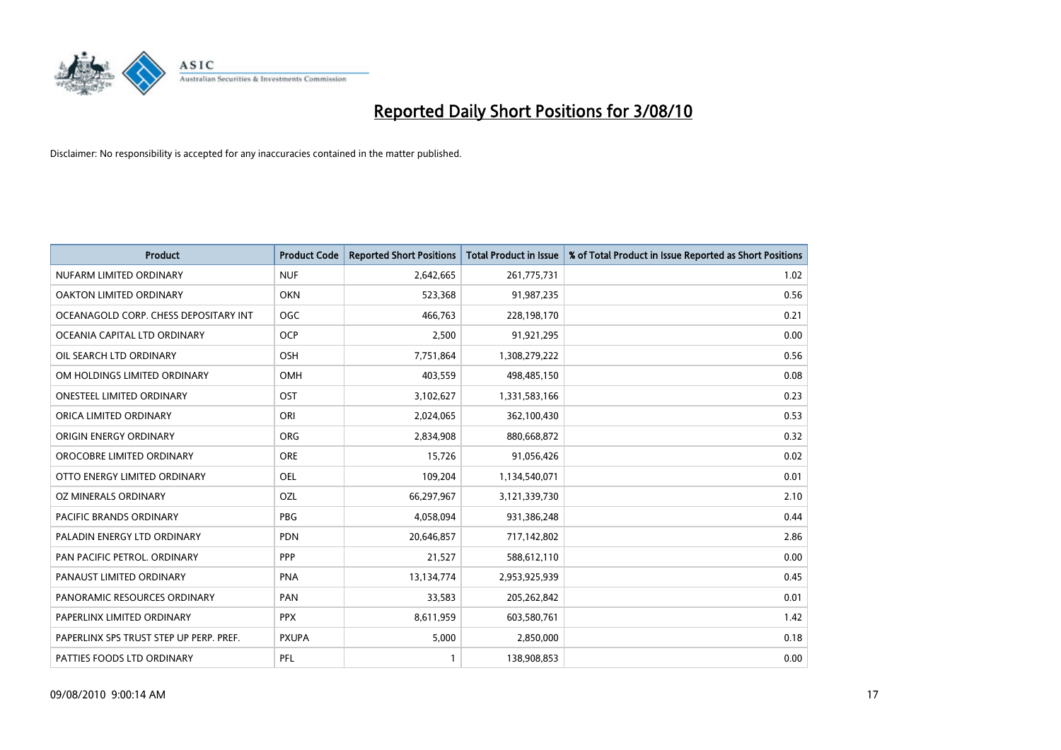# Reported Daily Short Positions for 3/08/10

Disclaimer: No responsibility is accepted for any inaccuracies contained in the matter published.

| Product | Product Code | Reported Short Positions | Total Product in Issue | % of Total Product in Issue Reported as Short Positions |
|---|---|---|---|---|
| NUFARM LIMITED ORDINARY | NUF | 2,642,665 | 261,775,731 | 1.02 |
| OAKTON LIMITED ORDINARY | OKN | 523,368 | 91,987,235 | 0.56 |
| OCEANAGOLD CORP. CHESS DEPOSITARY INT | OGC | 466,763 | 228,198,170 | 0.21 |
| OCEANIA CAPITAL LTD ORDINARY | OCP | 2,500 | 91,921,295 | 0.00 |
| OIL SEARCH LTD ORDINARY | OSH | 7,751,864 | 1,308,279,222 | 0.56 |
| OM HOLDINGS LIMITED ORDINARY | OMH | 403,559 | 498,485,150 | 0.08 |
| ONESTEEL LIMITED ORDINARY | OST | 3,102,627 | 1,331,583,166 | 0.23 |
| ORICA LIMITED ORDINARY | ORI | 2,024,065 | 362,100,430 | 0.53 |
| ORIGIN ENERGY ORDINARY | ORG | 2,834,908 | 880,668,872 | 0.32 |
| OROCOBRE LIMITED ORDINARY | ORE | 15,726 | 91,056,426 | 0.02 |
| OTTO ENERGY LIMITED ORDINARY | OEL | 109,204 | 1,134,540,071 | 0.01 |
| OZ MINERALS ORDINARY | OZL | 66,297,967 | 3,121,339,730 | 2.10 |
| PACIFIC BRANDS ORDINARY | PBG | 4,058,094 | 931,386,248 | 0.44 |
| PALADIN ENERGY LTD ORDINARY | PDN | 20,646,857 | 717,142,802 | 2.86 |
| PAN PACIFIC PETROL. ORDINARY | PPP | 21,527 | 588,612,110 | 0.00 |
| PANAUST LIMITED ORDINARY | PNA | 13,134,774 | 2,953,925,939 | 0.45 |
| PANORAMIC RESOURCES ORDINARY | PAN | 33,583 | 205,262,842 | 0.01 |
| PAPERLINX LIMITED ORDINARY | PPX | 8,611,959 | 603,580,761 | 1.42 |
| PAPERLINX SPS TRUST STEP UP PERP. PREF. | PXUPA | 5,000 | 2,850,000 | 0.18 |
| PATTIES FOODS LTD ORDINARY | PFL | 1 | 138,908,853 | 0.00 |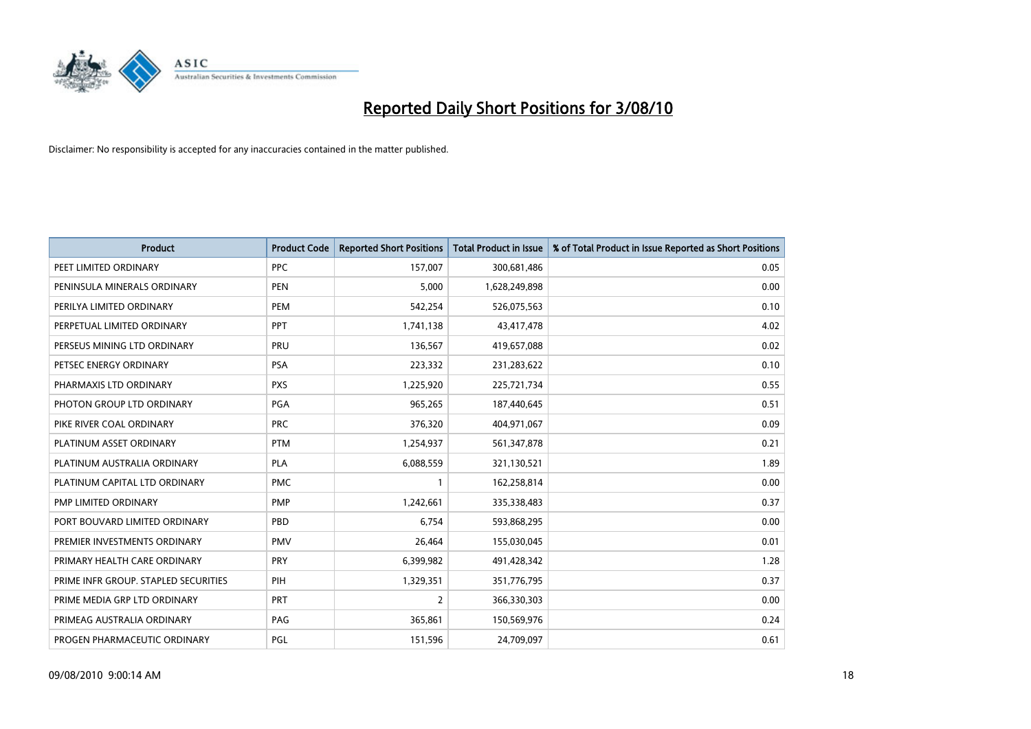# Reported Daily Short Positions for 3/08/10

Disclaimer: No responsibility is accepted for any inaccuracies contained in the matter published.

| Product | Product Code | Reported Short Positions | Total Product in Issue | % of Total Product in Issue Reported as Short Positions |
|---|---|---|---|---|
| PEET LIMITED ORDINARY | PPC | 157,007 | 300,681,486 | 0.05 |
| PENINSULA MINERALS ORDINARY | PEN | 5,000 | 1,628,249,898 | 0.00 |
| PERILYA LIMITED ORDINARY | PEM | 542,254 | 526,075,563 | 0.10 |
| PERPETUAL LIMITED ORDINARY | PPT | 1,741,138 | 43,417,478 | 4.02 |
| PERSEUS MINING LTD ORDINARY | PRU | 136,567 | 419,657,088 | 0.02 |
| PETSEC ENERGY ORDINARY | PSA | 223,332 | 231,283,622 | 0.10 |
| PHARMAXIS LTD ORDINARY | PXS | 1,225,920 | 225,721,734 | 0.55 |
| PHOTON GROUP LTD ORDINARY | PGA | 965,265 | 187,440,645 | 0.51 |
| PIKE RIVER COAL ORDINARY | PRC | 376,320 | 404,971,067 | 0.09 |
| PLATINUM ASSET ORDINARY | PTM | 1,254,937 | 561,347,878 | 0.21 |
| PLATINUM AUSTRALIA ORDINARY | PLA | 6,088,559 | 321,130,521 | 1.89 |
| PLATINUM CAPITAL LTD ORDINARY | PMC | 1 | 162,258,814 | 0.00 |
| PMP LIMITED ORDINARY | PMP | 1,242,661 | 335,338,483 | 0.37 |
| PORT BOUVARD LIMITED ORDINARY | PBD | 6,754 | 593,868,295 | 0.00 |
| PREMIER INVESTMENTS ORDINARY | PMV | 26,464 | 155,030,045 | 0.01 |
| PRIMARY HEALTH CARE ORDINARY | PRY | 6,399,982 | 491,428,342 | 1.28 |
| PRIME INFR GROUP. STAPLED SECURITIES | PIH | 1,329,351 | 351,776,795 | 0.37 |
| PRIME MEDIA GRP LTD ORDINARY | PRT | 2 | 366,330,303 | 0.00 |
| PRIMEAG AUSTRALIA ORDINARY | PAG | 365,861 | 150,569,976 | 0.24 |
| PROGEN PHARMACEUTIC ORDINARY | PGL | 151,596 | 24,709,097 | 0.61 |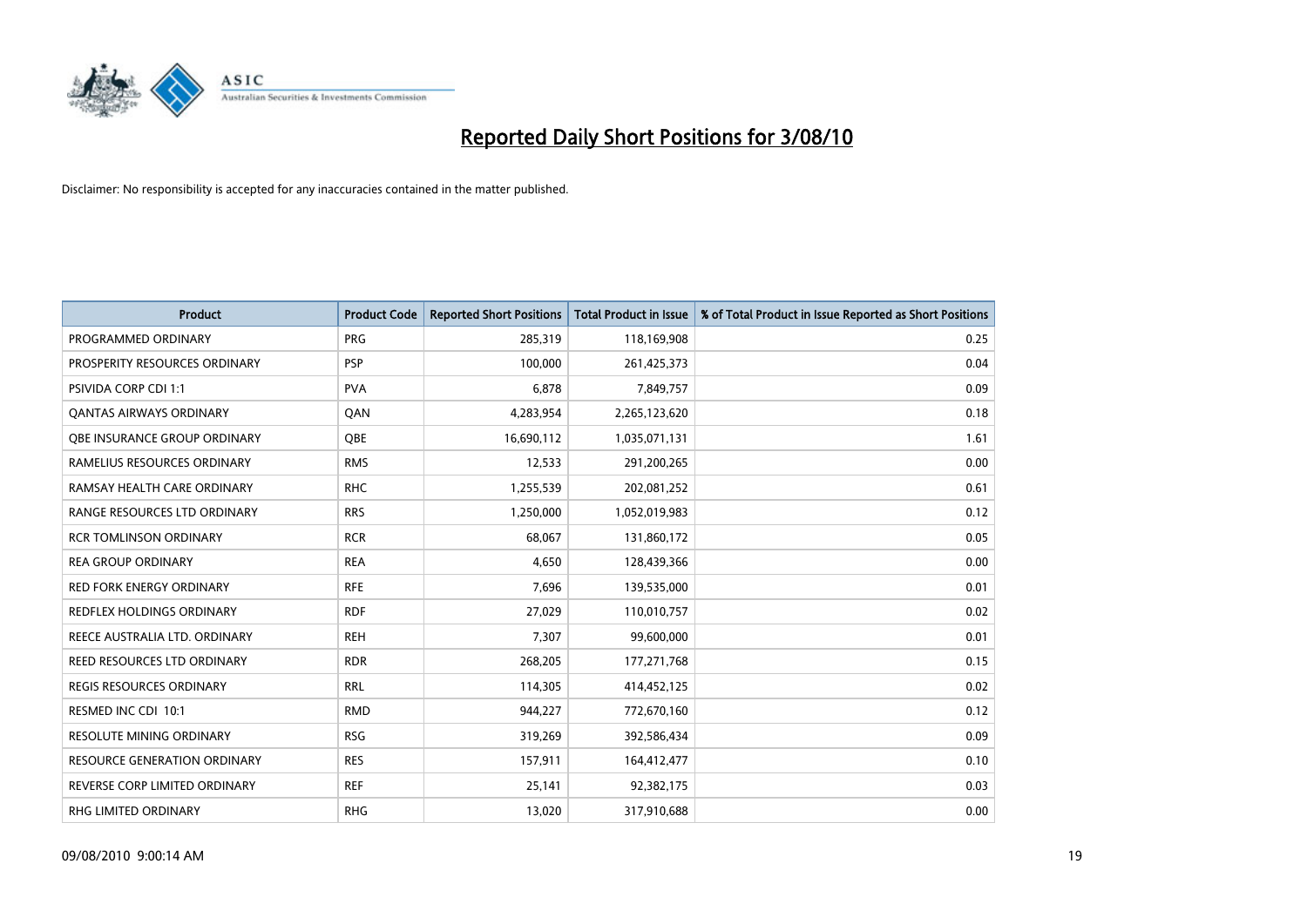# Reported Daily Short Positions for 3/08/10

Disclaimer: No responsibility is accepted for any inaccuracies contained in the matter published.

| Product | Product Code | Reported Short Positions | Total Product in Issue | % of Total Product in Issue Reported as Short Positions |
|---|---|---|---|---|
| PROGRAMMED ORDINARY | PRG | 285,319 | 118,169,908 | 0.25 |
| PROSPERITY RESOURCES ORDINARY | PSP | 100,000 | 261,425,373 | 0.04 |
| PSIVIDA CORP CDI 1:1 | PVA | 6,878 | 7,849,757 | 0.09 |
| QANTAS AIRWAYS ORDINARY | QAN | 4,283,954 | 2,265,123,620 | 0.18 |
| QBE INSURANCE GROUP ORDINARY | QBE | 16,690,112 | 1,035,071,131 | 1.61 |
| RAMELIUS RESOURCES ORDINARY | RMS | 12,533 | 291,200,265 | 0.00 |
| RAMSAY HEALTH CARE ORDINARY | RHC | 1,255,539 | 202,081,252 | 0.61 |
| RANGE RESOURCES LTD ORDINARY | RRS | 1,250,000 | 1,052,019,983 | 0.12 |
| RCR TOMLINSON ORDINARY | RCR | 68,067 | 131,860,172 | 0.05 |
| REA GROUP ORDINARY | REA | 4,650 | 128,439,366 | 0.00 |
| RED FORK ENERGY ORDINARY | RFE | 7,696 | 139,535,000 | 0.01 |
| REDFLEX HOLDINGS ORDINARY | RDF | 27,029 | 110,010,757 | 0.02 |
| REECE AUSTRALIA LTD. ORDINARY | REH | 7,307 | 99,600,000 | 0.01 |
| REED RESOURCES LTD ORDINARY | RDR | 268,205 | 177,271,768 | 0.15 |
| REGIS RESOURCES ORDINARY | RRL | 114,305 | 414,452,125 | 0.02 |
| RESMED INC CDI 10:1 | RMD | 944,227 | 772,670,160 | 0.12 |
| RESOLUTE MINING ORDINARY | RSG | 319,269 | 392,586,434 | 0.09 |
| RESOURCE GENERATION ORDINARY | RES | 157,911 | 164,412,477 | 0.10 |
| REVERSE CORP LIMITED ORDINARY | REF | 25,141 | 92,382,175 | 0.03 |
| RHG LIMITED ORDINARY | RHG | 13,020 | 317,910,688 | 0.00 |

09/08/2010 9:00:14 AM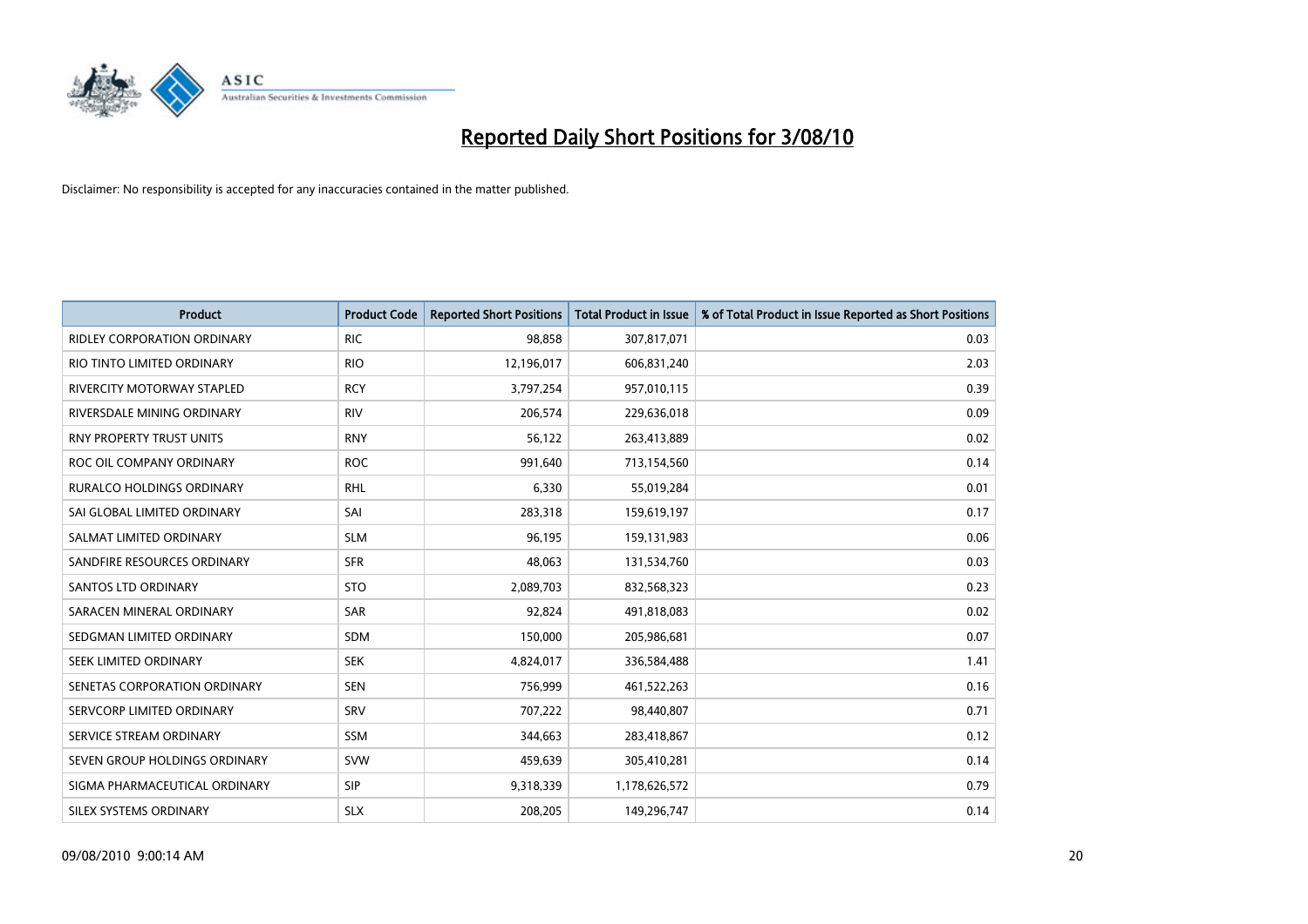# Reported Daily Short Positions for 3/08/10

Disclaimer: No responsibility is accepted for any inaccuracies contained in the matter published.

| Product | Product Code | Reported Short Positions | Total Product in Issue | % of Total Product in Issue Reported as Short Positions |
|---|---|---|---|---|
| RIDLEY CORPORATION ORDINARY | RIC | 98,858 | 307,817,071 | 0.03 |
| RIO TINTO LIMITED ORDINARY | RIO | 12,196,017 | 606,831,240 | 2.03 |
| RIVERCITY MOTORWAY STAPLED | RCY | 3,797,254 | 957,010,115 | 0.39 |
| RIVERSDALE MINING ORDINARY | RIV | 206,574 | 229,636,018 | 0.09 |
| RNY PROPERTY TRUST UNITS | RNY | 56,122 | 263,413,889 | 0.02 |
| ROC OIL COMPANY ORDINARY | ROC | 991,640 | 713,154,560 | 0.14 |
| RURALCO HOLDINGS ORDINARY | RHL | 6,330 | 55,019,284 | 0.01 |
| SAI GLOBAL LIMITED ORDINARY | SAI | 283,318 | 159,619,197 | 0.17 |
| SALMAT LIMITED ORDINARY | SLM | 96,195 | 159,131,983 | 0.06 |
| SANDFIRE RESOURCES ORDINARY | SFR | 48,063 | 131,534,760 | 0.03 |
| SANTOS LTD ORDINARY | STO | 2,089,703 | 832,568,323 | 0.23 |
| SARACEN MINERAL ORDINARY | SAR | 92,824 | 491,818,083 | 0.02 |
| SEDGMAN LIMITED ORDINARY | SDM | 150,000 | 205,986,681 | 0.07 |
| SEEK LIMITED ORDINARY | SEK | 4,824,017 | 336,584,488 | 1.41 |
| SENETAS CORPORATION ORDINARY | SEN | 756,999 | 461,522,263 | 0.16 |
| SERVCORP LIMITED ORDINARY | SRV | 707,222 | 98,440,807 | 0.71 |
| SERVICE STREAM ORDINARY | SSM | 344,663 | 283,418,867 | 0.12 |
| SEVEN GROUP HOLDINGS ORDINARY | SVW | 459,639 | 305,410,281 | 0.14 |
| SIGMA PHARMACEUTICAL ORDINARY | SIP | 9,318,339 | 1,178,626,572 | 0.79 |
| SILEX SYSTEMS ORDINARY | SLX | 208,205 | 149,296,747 | 0.14 |

09/08/2010 9:00:14 AM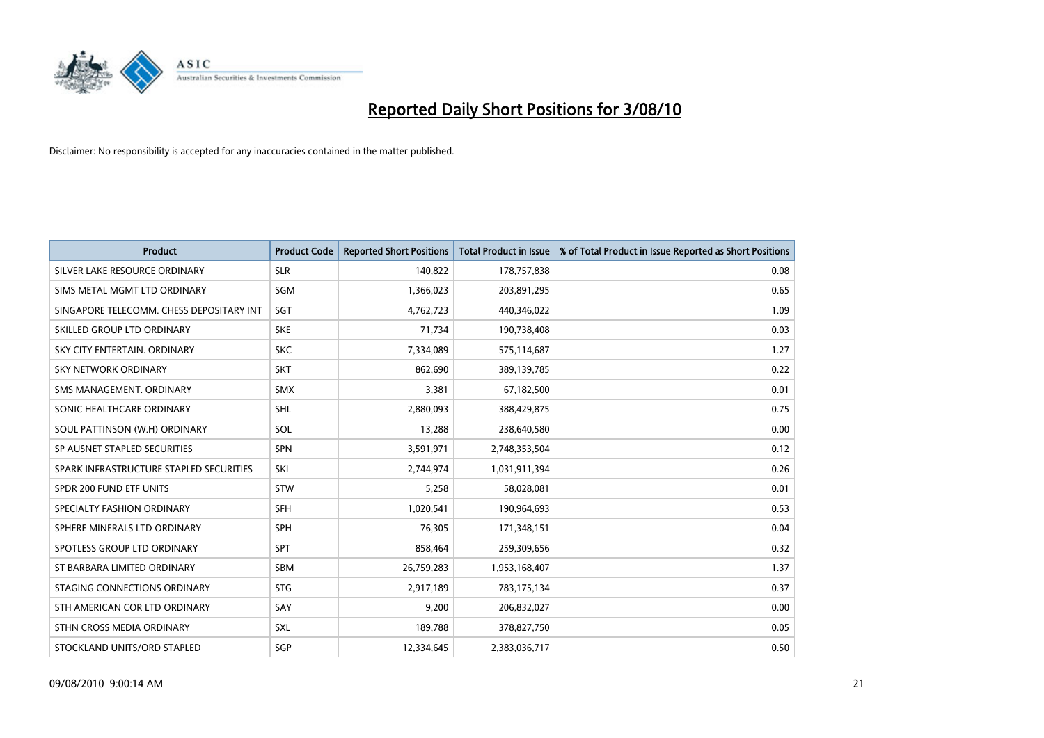# Reported Daily Short Positions for 3/08/10

Disclaimer: No responsibility is accepted for any inaccuracies contained in the matter published.

| Product | Product Code | Reported Short Positions | Total Product in Issue | % of Total Product in Issue Reported as Short Positions |
|---|---|---|---|---|
| SILVER LAKE RESOURCE ORDINARY | SLR | 140,822 | 178,757,838 | 0.08 |
| SIMS METAL MGMT LTD ORDINARY | SGM | 1,366,023 | 203,891,295 | 0.65 |
| SINGAPORE TELECOMM. CHESS DEPOSITARY INT | SGT | 4,762,723 | 440,346,022 | 1.09 |
| SKILLED GROUP LTD ORDINARY | SKE | 71,734 | 190,738,408 | 0.03 |
| SKY CITY ENTERTAIN. ORDINARY | SKC | 7,334,089 | 575,114,687 | 1.27 |
| SKY NETWORK ORDINARY | SKT | 862,690 | 389,139,785 | 0.22 |
| SMS MANAGEMENT. ORDINARY | SMX | 3,381 | 67,182,500 | 0.01 |
| SONIC HEALTHCARE ORDINARY | SHL | 2,880,093 | 388,429,875 | 0.75 |
| SOUL PATTINSON (W.H) ORDINARY | SOL | 13,288 | 238,640,580 | 0.00 |
| SP AUSNET STAPLED SECURITIES | SPN | 3,591,971 | 2,748,353,504 | 0.12 |
| SPARK INFRASTRUCTURE STAPLED SECURITIES | SKI | 2,744,974 | 1,031,911,394 | 0.26 |
| SPDR 200 FUND ETF UNITS | STW | 5,258 | 58,028,081 | 0.01 |
| SPECIALTY FASHION ORDINARY | SFH | 1,020,541 | 190,964,693 | 0.53 |
| SPHERE MINERALS LTD ORDINARY | SPH | 76,305 | 171,348,151 | 0.04 |
| SPOTLESS GROUP LTD ORDINARY | SPT | 858,464 | 259,309,656 | 0.32 |
| ST BARBARA LIMITED ORDINARY | SBM | 26,759,283 | 1,953,168,407 | 1.37 |
| STAGING CONNECTIONS ORDINARY | STG | 2,917,189 | 783,175,134 | 0.37 |
| STH AMERICAN COR LTD ORDINARY | SAY | 9,200 | 206,832,027 | 0.00 |
| STHN CROSS MEDIA ORDINARY | SXL | 189,788 | 378,827,750 | 0.05 |
| STOCKLAND UNITS/ORD STAPLED | SGP | 12,334,645 | 2,383,036,717 | 0.50 |

09/08/2010 9:00:14 AM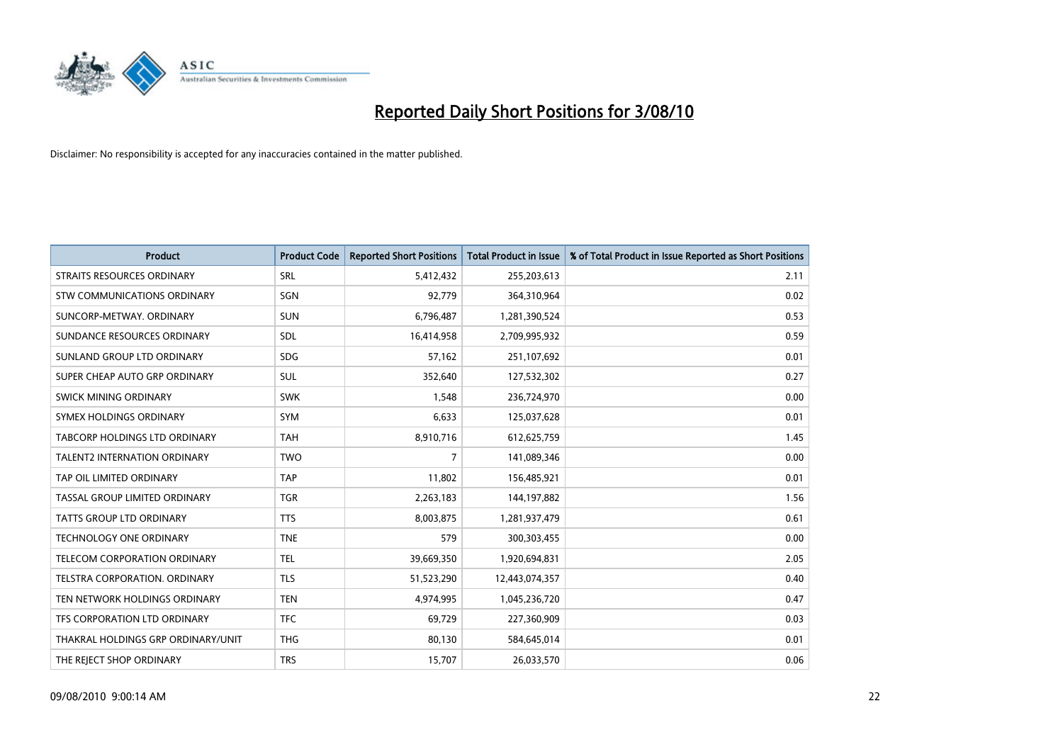# Reported Daily Short Positions for 3/08/10

Disclaimer: No responsibility is accepted for any inaccuracies contained in the matter published.

| Product | Product Code | Reported Short Positions | Total Product in Issue | % of Total Product in Issue Reported as Short Positions |
|---|---|---|---|---|
| STRAITS RESOURCES ORDINARY | SRL | 5,412,432 | 255,203,613 | 2.11 |
| STW COMMUNICATIONS ORDINARY | SGN | 92,779 | 364,310,964 | 0.02 |
| SUNCORP-METWAY. ORDINARY | SUN | 6,796,487 | 1,281,390,524 | 0.53 |
| SUNDANCE RESOURCES ORDINARY | SDL | 16,414,958 | 2,709,995,932 | 0.59 |
| SUNLAND GROUP LTD ORDINARY | SDG | 57,162 | 251,107,692 | 0.01 |
| SUPER CHEAP AUTO GRP ORDINARY | SUL | 352,640 | 127,532,302 | 0.27 |
| SWICK MINING ORDINARY | SWK | 1,548 | 236,724,970 | 0.00 |
| SYMEX HOLDINGS ORDINARY | SYM | 6,633 | 125,037,628 | 0.01 |
| TABCORP HOLDINGS LTD ORDINARY | TAH | 8,910,716 | 612,625,759 | 1.45 |
| TALENT2 INTERNATION ORDINARY | TWO | 7 | 141,089,346 | 0.00 |
| TAP OIL LIMITED ORDINARY | TAP | 11,802 | 156,485,921 | 0.01 |
| TASSAL GROUP LIMITED ORDINARY | TGR | 2,263,183 | 144,197,882 | 1.56 |
| TATTS GROUP LTD ORDINARY | TTS | 8,003,875 | 1,281,937,479 | 0.61 |
| TECHNOLOGY ONE ORDINARY | TNE | 579 | 300,303,455 | 0.00 |
| TELECOM CORPORATION ORDINARY | TEL | 39,669,350 | 1,920,694,831 | 2.05 |
| TELSTRA CORPORATION. ORDINARY | TLS | 51,523,290 | 12,443,074,357 | 0.40 |
| TEN NETWORK HOLDINGS ORDINARY | TEN | 4,974,995 | 1,045,236,720 | 0.47 |
| TFS CORPORATION LTD ORDINARY | TFC | 69,729 | 227,360,909 | 0.03 |
| THAKRAL HOLDINGS GRP ORDINARY/UNIT | THG | 80,130 | 584,645,014 | 0.01 |
| THE REJECT SHOP ORDINARY | TRS | 15,707 | 26,033,570 | 0.06 |

09/08/2010 9:00:14 AM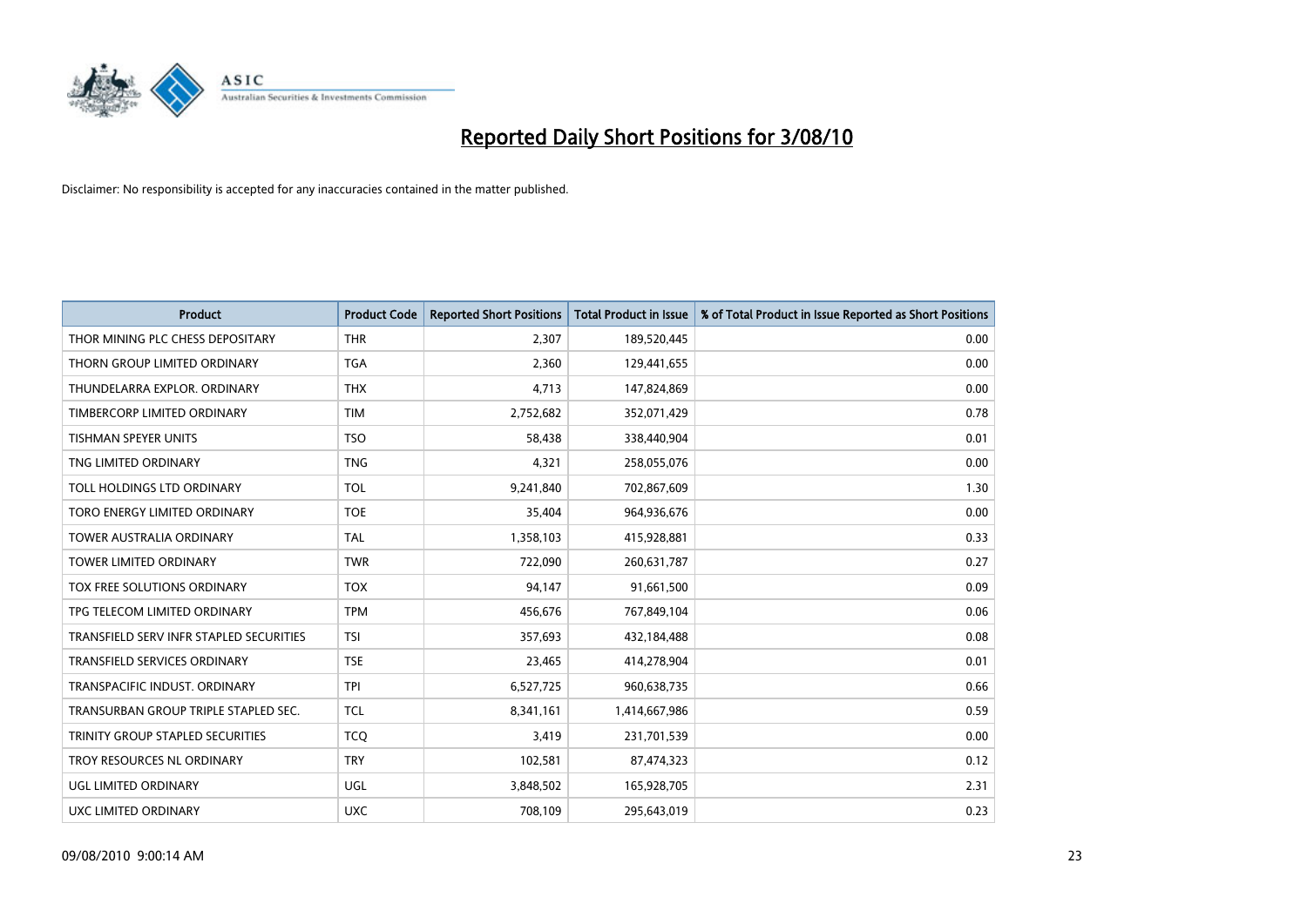# Reported Daily Short Positions for 3/08/10

Disclaimer: No responsibility is accepted for any inaccuracies contained in the matter published.

| Product | Product Code | Reported Short Positions | Total Product in Issue | % of Total Product in Issue Reported as Short Positions |
|---|---|---|---|---|
| THOR MINING PLC CHESS DEPOSITARY | THR | 2,307 | 189,520,445 | 0.00 |
| THORN GROUP LIMITED ORDINARY | TGA | 2,360 | 129,441,655 | 0.00 |
| THUNDELARRA EXPLOR. ORDINARY | THX | 4,713 | 147,824,869 | 0.00 |
| TIMBERCORP LIMITED ORDINARY | TIM | 2,752,682 | 352,071,429 | 0.78 |
| TISHMAN SPEYER UNITS | TSO | 58,438 | 338,440,904 | 0.01 |
| TNG LIMITED ORDINARY | TNG | 4,321 | 258,055,076 | 0.00 |
| TOLL HOLDINGS LTD ORDINARY | TOL | 9,241,840 | 702,867,609 | 1.30 |
| TORO ENERGY LIMITED ORDINARY | TOE | 35,404 | 964,936,676 | 0.00 |
| TOWER AUSTRALIA ORDINARY | TAL | 1,358,103 | 415,928,881 | 0.33 |
| TOWER LIMITED ORDINARY | TWR | 722,090 | 260,631,787 | 0.27 |
| TOX FREE SOLUTIONS ORDINARY | TOX | 94,147 | 91,661,500 | 0.09 |
| TPG TELECOM LIMITED ORDINARY | TPM | 456,676 | 767,849,104 | 0.06 |
| TRANSFIELD SERV INFR STAPLED SECURITIES | TSI | 357,693 | 432,184,488 | 0.08 |
| TRANSFIELD SERVICES ORDINARY | TSE | 23,465 | 414,278,904 | 0.01 |
| TRANSPACIFIC INDUST. ORDINARY | TPI | 6,527,725 | 960,638,735 | 0.66 |
| TRANSURBAN GROUP TRIPLE STAPLED SEC. | TCL | 8,341,161 | 1,414,667,986 | 0.59 |
| TRINITY GROUP STAPLED SECURITIES | TCQ | 3,419 | 231,701,539 | 0.00 |
| TROY RESOURCES NL ORDINARY | TRY | 102,581 | 87,474,323 | 0.12 |
| UGL LIMITED ORDINARY | UGL | 3,848,502 | 165,928,705 | 2.31 |
| UXC LIMITED ORDINARY | UXC | 708,109 | 295,643,019 | 0.23 |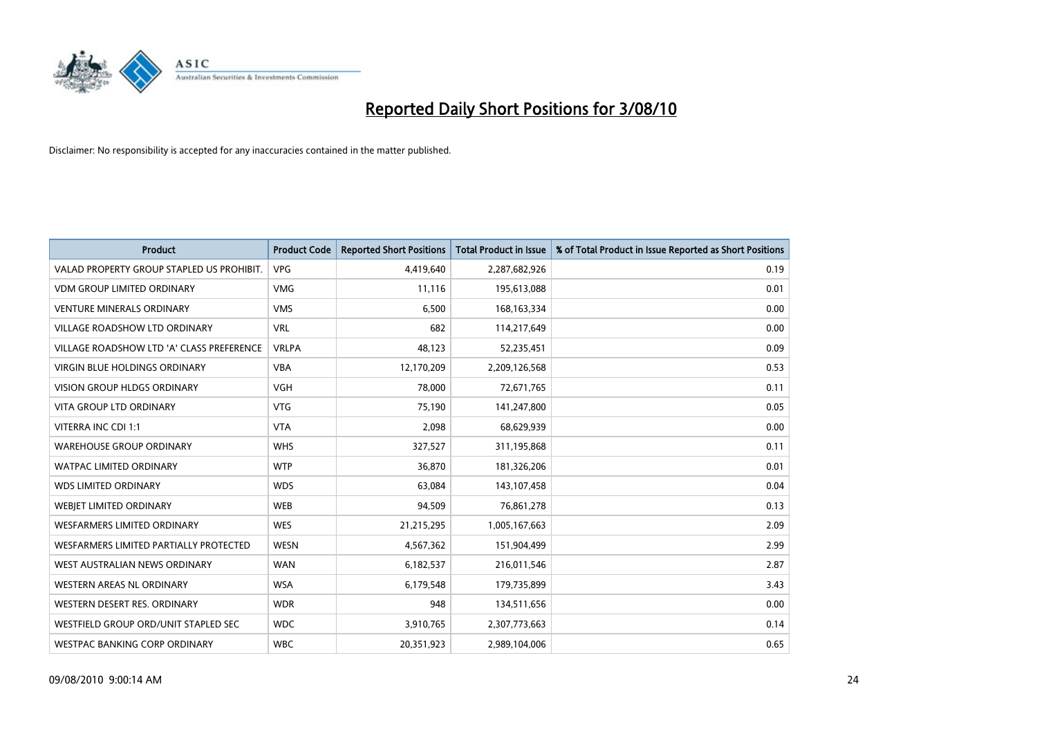# Reported Daily Short Positions for 3/08/10

Disclaimer: No responsibility is accepted for any inaccuracies contained in the matter published.

| Product | Product Code | Reported Short Positions | Total Product in Issue | % of Total Product in Issue Reported as Short Positions |
|---|---|---|---|---|
| VALAD PROPERTY GROUP STAPLED US PROHIBIT. | VPG | 4,419,640 | 2,287,682,926 | 0.19 |
| VDM GROUP LIMITED ORDINARY | VMG | 11,116 | 195,613,088 | 0.01 |
| VENTURE MINERALS ORDINARY | VMS | 6,500 | 168,163,334 | 0.00 |
| VILLAGE ROADSHOW LTD ORDINARY | VRL | 682 | 114,217,649 | 0.00 |
| VILLAGE ROADSHOW LTD 'A' CLASS PREFERENCE | VRLPA | 48,123 | 52,235,451 | 0.09 |
| VIRGIN BLUE HOLDINGS ORDINARY | VBA | 12,170,209 | 2,209,126,568 | 0.53 |
| VISION GROUP HLDGS ORDINARY | VGH | 78,000 | 72,671,765 | 0.11 |
| VITA GROUP LTD ORDINARY | VTG | 75,190 | 141,247,800 | 0.05 |
| VITERRA INC CDI 1:1 | VTA | 2,098 | 68,629,939 | 0.00 |
| WAREHOUSE GROUP ORDINARY | WHS | 327,527 | 311,195,868 | 0.11 |
| WATPAC LIMITED ORDINARY | WTP | 36,870 | 181,326,206 | 0.01 |
| WDS LIMITED ORDINARY | WDS | 63,084 | 143,107,458 | 0.04 |
| WEBJET LIMITED ORDINARY | WEB | 94,509 | 76,861,278 | 0.13 |
| WESFARMERS LIMITED ORDINARY | WES | 21,215,295 | 1,005,167,663 | 2.09 |
| WESFARMERS LIMITED PARTIALLY PROTECTED | WESN | 4,567,362 | 151,904,499 | 2.99 |
| WEST AUSTRALIAN NEWS ORDINARY | WAN | 6,182,537 | 216,011,546 | 2.87 |
| WESTERN AREAS NL ORDINARY | WSA | 6,179,548 | 179,735,899 | 3.43 |
| WESTERN DESERT RES. ORDINARY | WDR | 948 | 134,511,656 | 0.00 |
| WESTFIELD GROUP ORD/UNIT STAPLED SEC | WDC | 3,910,765 | 2,307,773,663 | 0.14 |
| WESTPAC BANKING CORP ORDINARY | WBC | 20,351,923 | 2,989,104,006 | 0.65 |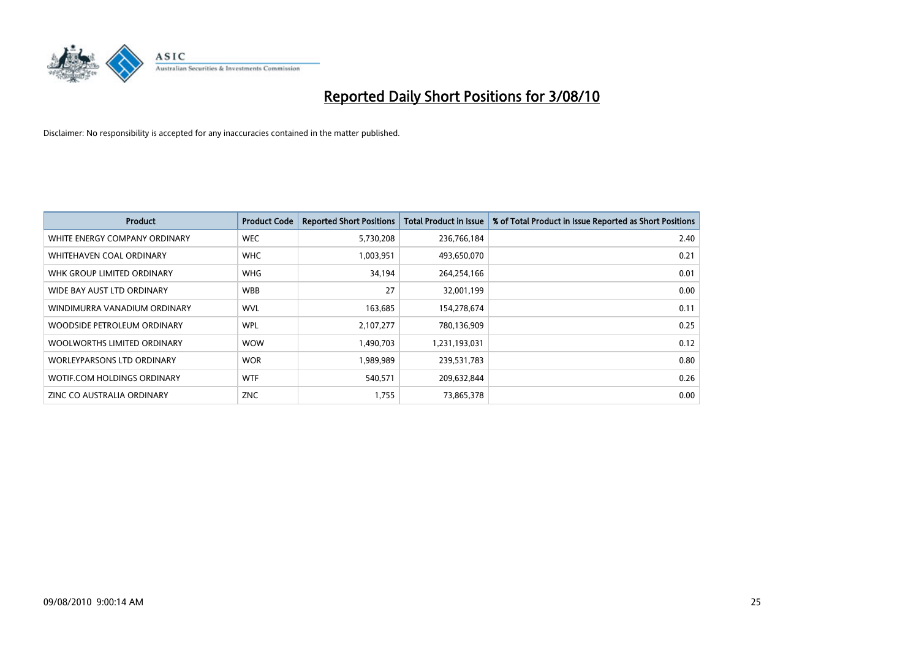# Reported Daily Short Positions for 3/08/10

Disclaimer: No responsibility is accepted for any inaccuracies contained in the matter published.

| Product | Product Code | Reported Short Positions | Total Product in Issue | % of Total Product in Issue Reported as Short Positions |
|---|---|---|---|---|
| WHITE ENERGY COMPANY ORDINARY | WEC | 5,730,208 | 236,766,184 | 2.40 |
| WHITEHAVEN COAL ORDINARY | WHC | 1,003,951 | 493,650,070 | 0.21 |
| WHK GROUP LIMITED ORDINARY | WHG | 34,194 | 264,254,166 | 0.01 |
| WIDE BAY AUST LTD ORDINARY | WBB | 27 | 32,001,199 | 0.00 |
| WINDIMURRA VANADIUM ORDINARY | WVL | 163,685 | 154,278,674 | 0.11 |
| WOODSIDE PETROLEUM ORDINARY | WPL | 2,107,277 | 780,136,909 | 0.25 |
| WOOLWORTHS LIMITED ORDINARY | WOW | 1,490,703 | 1,231,193,031 | 0.12 |
| WORLEYPARSONS LTD ORDINARY | WOR | 1,989,989 | 239,531,783 | 0.80 |
| WOTIF.COM HOLDINGS ORDINARY | WTF | 540,571 | 209,632,844 | 0.26 |
| ZINC CO AUSTRALIA ORDINARY | ZNC | 1,755 | 73,865,378 | 0.00 |